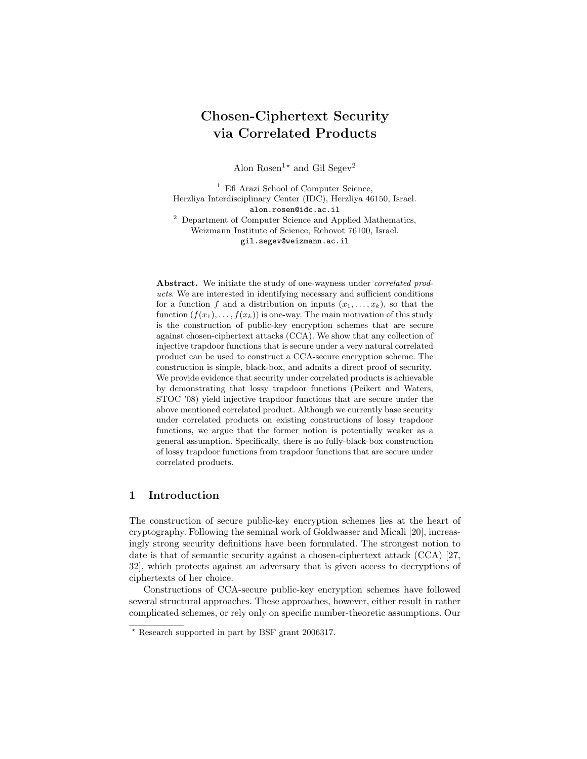# Chosen-Ciphertext Security via Correlated Products

Alon Rosen[1,⋆] and Gil Segev[2]

[1] Efi Arazi School of Computer Science, Herzliya Interdisciplinary Center (IDC), Herzliya 46150, Israel.
alon.rosen@idc.ac.il

[2] Department of Computer Science and Applied Mathematics, Weizmann Institute of Science, Rehovot 76100, Israel.
gil.segev@weizmann.ac.il

**Abstract.** We initiate the study of one-wayness under *correlated products*. We are interested in identifying necessary and sufficient conditions for a function $f$ and a distribution on inputs $(x_1, \ldots, x_k)$, so that the function $(f(x_1), \ldots, f(x_k))$ is one-way. The main motivation of this study is the construction of public-key encryption schemes that are secure against chosen-ciphertext attacks (CCA). We show that any collection of injective trapdoor functions that is secure under a very natural correlated product can be used to construct a CCA-secure encryption scheme. The construction is simple, black-box, and admits a direct proof of security. We provide evidence that security under correlated products is achievable by demonstrating that lossy trapdoor functions (Peikert and Waters, STOC '08) yield injective trapdoor functions that are secure under the above mentioned correlated product. Although we currently base security under correlated products on existing constructions of lossy trapdoor functions, we argue that the former notion is potentially weaker as a general assumption. Specifically, there is no fully-black-box construction of lossy trapdoor functions from trapdoor functions that are secure under correlated products.

## 1 Introduction

The construction of secure public-key encryption schemes lies at the heart of cryptography. Following the seminal work of Goldwasser and Micali [20], increasingly strong security definitions have been formulated. The strongest notion to date is that of semantic security against a chosen-ciphertext attack (CCA) [27, 32], which protects against an adversary that is given access to decryptions of ciphertexts of her choice.

Constructions of CCA-secure public-key encryption schemes have followed several structural approaches. These approaches, however, either result in rather complicated schemes, or rely only on specific number-theoretic assumptions. Our

⋆ Research supported in part by BSF grant 2006317.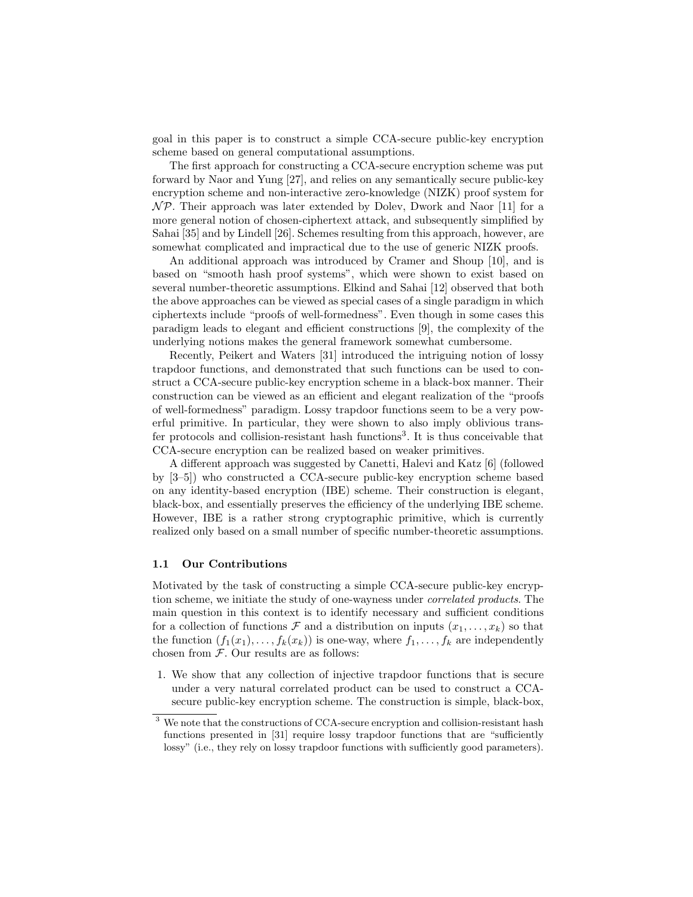goal in this paper is to construct a simple CCA-secure public-key encryption scheme based on general computational assumptions.

The first approach for constructing a CCA-secure encryption scheme was put forward by Naor and Yung [27], and relies on any semantically secure public-key encryption scheme and non-interactive zero-knowledge (NIZK) proof system for $\mathcal{NP}$. Their approach was later extended by Dolev, Dwork and Naor [11] for a more general notion of chosen-ciphertext attack, and subsequently simplified by Sahai [35] and by Lindell [26]. Schemes resulting from this approach, however, are somewhat complicated and impractical due to the use of generic NIZK proofs.

An additional approach was introduced by Cramer and Shoup [10], and is based on "smooth hash proof systems", which were shown to exist based on several number-theoretic assumptions. Elkind and Sahai [12] observed that both the above approaches can be viewed as special cases of a single paradigm in which ciphertexts include "proofs of well-formedness". Even though in some cases this paradigm leads to elegant and efficient constructions [9], the complexity of the underlying notions makes the general framework somewhat cumbersome.

Recently, Peikert and Waters [31] introduced the intriguing notion of lossy trapdoor functions, and demonstrated that such functions can be used to construct a CCA-secure public-key encryption scheme in a black-box manner. Their construction can be viewed as an efficient and elegant realization of the "proofs of well-formedness" paradigm. Lossy trapdoor functions seem to be a very powerful primitive. In particular, they were shown to also imply oblivious transfer protocols and collision-resistant hash functions[3]. It is thus conceivable that CCA-secure encryption can be realized based on weaker primitives.

A different approach was suggested by Canetti, Halevi and Katz [6] (followed by [3–5]) who constructed a CCA-secure public-key encryption scheme based on any identity-based encryption (IBE) scheme. Their construction is elegant, black-box, and essentially preserves the efficiency of the underlying IBE scheme. However, IBE is a rather strong cryptographic primitive, which is currently realized only based on a small number of specific number-theoretic assumptions.

### 1.1 Our Contributions

Motivated by the task of constructing a simple CCA-secure public-key encryption scheme, we initiate the study of one-wayness under *correlated products*. The main question in this context is to identify necessary and sufficient conditions for a collection of functions $\mathcal{F}$ and a distribution on inputs $(x_1, \ldots, x_k)$ so that the function $(f_1(x_1), \ldots, f_k(x_k))$ is one-way, where $f_1, \ldots, f_k$ are independently chosen from $\mathcal{F}$. Our results are as follows:

1. We show that any collection of injective trapdoor functions that is secure under a very natural correlated product can be used to construct a CCA-secure public-key encryption scheme. The construction is simple, black-box,

[3] We note that the constructions of CCA-secure encryption and collision-resistant hash functions presented in [31] require lossy trapdoor functions that are "sufficiently lossy" (i.e., they rely on lossy trapdoor functions with sufficiently good parameters).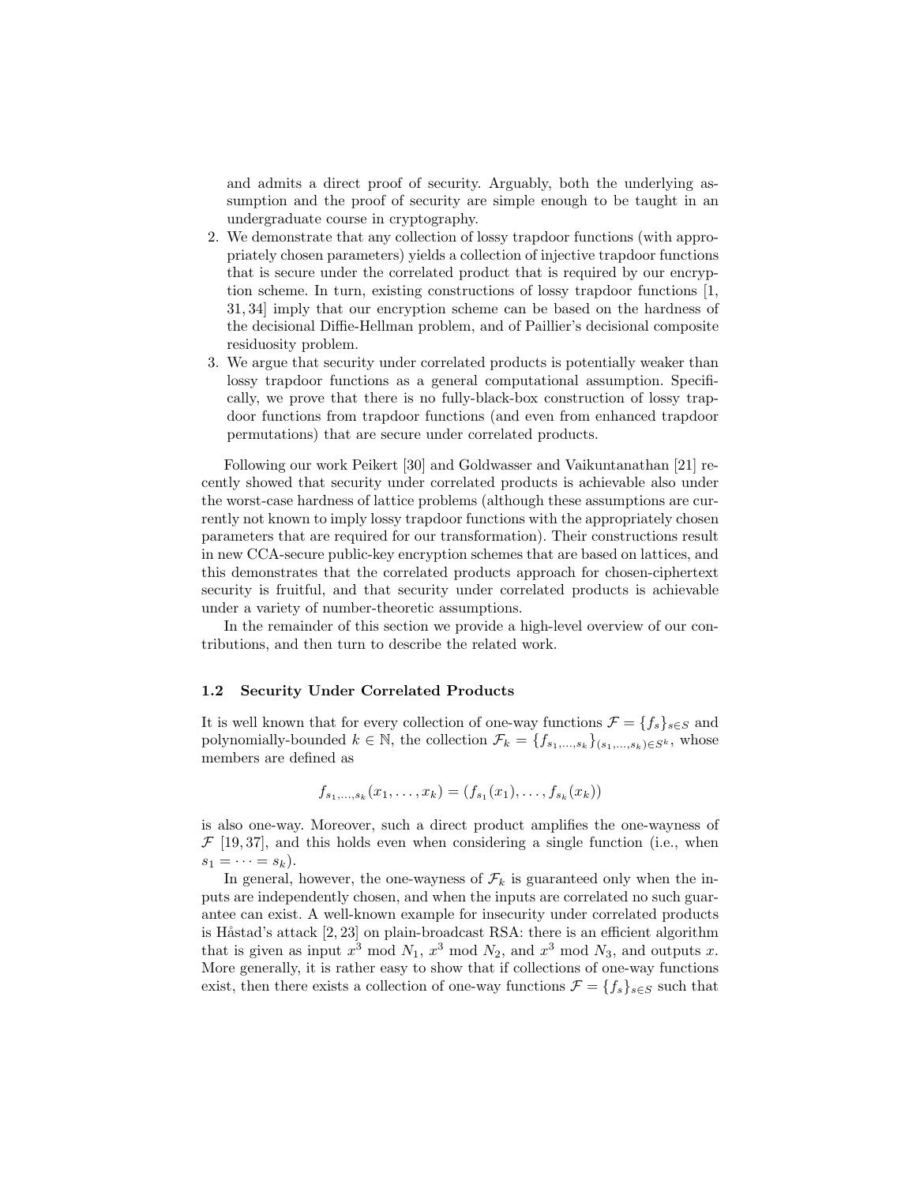and admits a direct proof of security. Arguably, both the underlying assumption and the proof of security are simple enough to be taught in an undergraduate course in cryptography.

2. We demonstrate that any collection of lossy trapdoor functions (with appropriately chosen parameters) yields a collection of injective trapdoor functions that is secure under the correlated product that is required by our encryption scheme. In turn, existing constructions of lossy trapdoor functions [1, 31, 34] imply that our encryption scheme can be based on the hardness of the decisional Diffie-Hellman problem, and of Paillier's decisional composite residuosity problem.
3. We argue that security under correlated products is potentially weaker than lossy trapdoor functions as a general computational assumption. Specifically, we prove that there is no fully-black-box construction of lossy trapdoor functions from trapdoor functions (and even from enhanced trapdoor permutations) that are secure under correlated products.

Following our work Peikert [30] and Goldwasser and Vaikuntanathan [21] recently showed that security under correlated products is achievable also under the worst-case hardness of lattice problems (although these assumptions are currently not known to imply lossy trapdoor functions with the appropriately chosen parameters that are required for our transformation). Their constructions result in new CCA-secure public-key encryption schemes that are based on lattices, and this demonstrates that the correlated products approach for chosen-ciphertext security is fruitful, and that security under correlated products is achievable under a variety of number-theoretic assumptions.

In the remainder of this section we provide a high-level overview of our contributions, and then turn to describe the related work.

### 1.2 Security Under Correlated Products

It is well known that for every collection of one-way functions $\mathcal{F} = \{f_s\}_{s \in S}$ and polynomially-bounded $k \in \mathbb{N}$, the collection $\mathcal{F}_k = \{f_{s_1,\dots,s_k}\}_{(s_1,\dots,s_k) \in S^k}$, whose members are defined as

$$f_{s_1,\dots,s_k}(x_1, \dots, x_k) = (f_{s_1}(x_1), \dots, f_{s_k}(x_k))$$

is also one-way. Moreover, such a direct product amplifies the one-wayness of $\mathcal{F}$ [19, 37], and this holds even when considering a single function (i.e., when $s_1 = \dots = s_k$).

In general, however, the one-wayness of $\mathcal{F}_k$ is guaranteed only when the inputs are independently chosen, and when the inputs are correlated no such guarantee can exist. A well-known example for insecurity under correlated products is Håstad's attack [2, 23] on plain-broadcast RSA: there is an efficient algorithm that is given as input $x^3 \bmod N_1$, $x^3 \bmod N_2$, and $x^3 \bmod N_3$, and outputs $x$. More generally, it is rather easy to show that if collections of one-way functions exist, then there exists a collection of one-way functions $\mathcal{F} = \{f_s\}_{s \in S}$ such that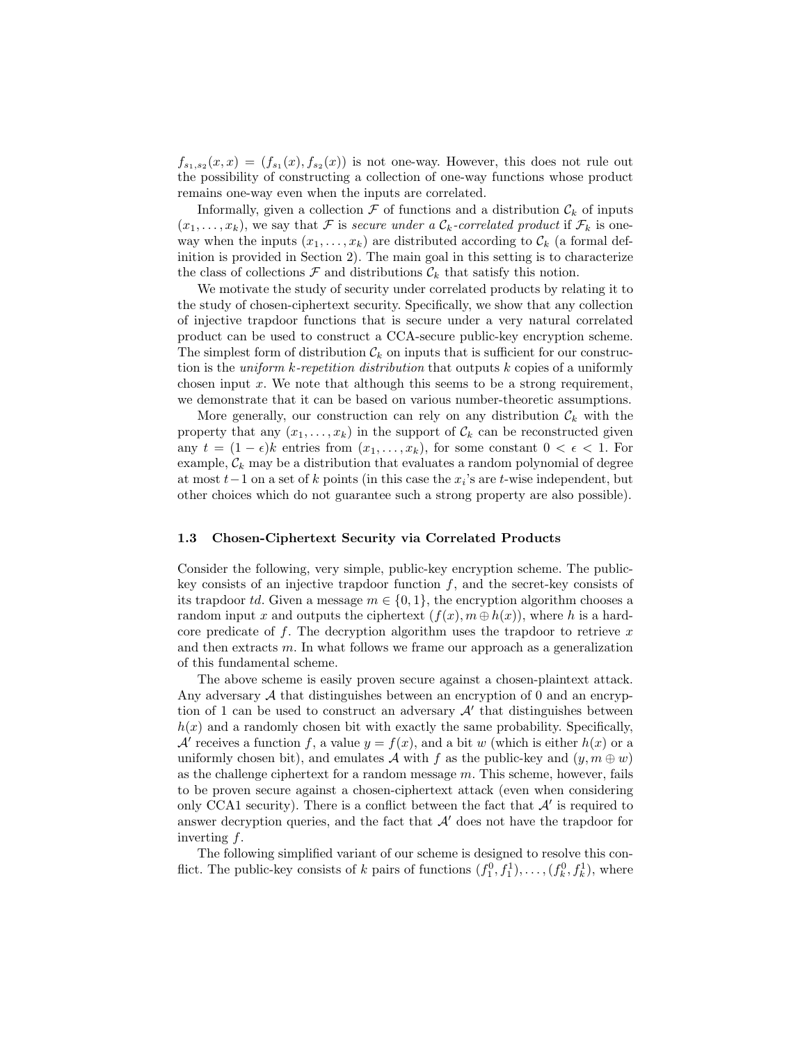$f_{s_1,s_2}(x, x) = (f_{s_1}(x), f_{s_2}(x))$ is not one-way. However, this does not rule out the possibility of constructing a collection of one-way functions whose product remains one-way even when the inputs are correlated.

Informally, given a collection $\mathcal{F}$ of functions and a distribution $\mathcal{C}_k$ of inputs $(x_1, \ldots, x_k)$, we say that $\mathcal{F}$ is *secure under a $\mathcal{C}_k$-correlated product* if $\mathcal{F}_k$ is one-way when the inputs $(x_1, \ldots, x_k)$ are distributed according to $\mathcal{C}_k$ (a formal definition is provided in Section 2). The main goal in this setting is to characterize the class of collections $\mathcal{F}$ and distributions $\mathcal{C}_k$ that satisfy this notion.

We motivate the study of security under correlated products by relating it to the study of chosen-ciphertext security. Specifically, we show that any collection of injective trapdoor functions that is secure under a very natural correlated product can be used to construct a CCA-secure public-key encryption scheme. The simplest form of distribution $\mathcal{C}_k$ on inputs that is sufficient for our construction is the *uniform $k$-repetition distribution* that outputs $k$ copies of a uniformly chosen input $x$. We note that although this seems to be a strong requirement, we demonstrate that it can be based on various number-theoretic assumptions.

More generally, our construction can rely on any distribution $\mathcal{C}_k$ with the property that any $(x_1, \ldots, x_k)$ in the support of $\mathcal{C}_k$ can be reconstructed given any $t = (1 - \epsilon)k$ entries from $(x_1, \ldots, x_k)$, for some constant $0 < \epsilon < 1$. For example, $\mathcal{C}_k$ may be a distribution that evaluates a random polynomial of degree at most $t - 1$ on a set of $k$ points (in this case the $x_i$'s are $t$-wise independent, but other choices which do not guarantee such a strong property are also possible).

### 1.3 Chosen-Ciphertext Security via Correlated Products

Consider the following, very simple, public-key encryption scheme. The public-key consists of an injective trapdoor function $f$, and the secret-key consists of its trapdoor *td*. Given a message $m \in \{0, 1\}$, the encryption algorithm chooses a random input $x$ and outputs the ciphertext $(f(x), m \oplus h(x))$, where $h$ is a hard-core predicate of $f$. The decryption algorithm uses the trapdoor to retrieve $x$ and then extracts $m$. In what follows we frame our approach as a generalization of this fundamental scheme.

The above scheme is easily proven secure against a chosen-plaintext attack. Any adversary $\mathcal{A}$ that distinguishes between an encryption of 0 and an encryption of 1 can be used to construct an adversary $\mathcal{A}'$ that distinguishes between $h(x)$ and a randomly chosen bit with exactly the same probability. Specifically, $\mathcal{A}'$ receives a function $f$, a value $y = f(x)$, and a bit $w$ (which is either $h(x)$ or a uniformly chosen bit), and emulates $\mathcal{A}$ with $f$ as the public-key and $(y, m \oplus w)$ as the challenge ciphertext for a random message $m$. This scheme, however, fails to be proven secure against a chosen-ciphertext attack (even when considering only CCA1 security). There is a conflict between the fact that $\mathcal{A}'$ is required to answer decryption queries, and the fact that $\mathcal{A}'$ does not have the trapdoor for inverting $f$.

The following simplified variant of our scheme is designed to resolve this conflict. The public-key consists of $k$ pairs of functions $(f_1^0, f_1^1), \ldots, (f_k^0, f_k^1)$, where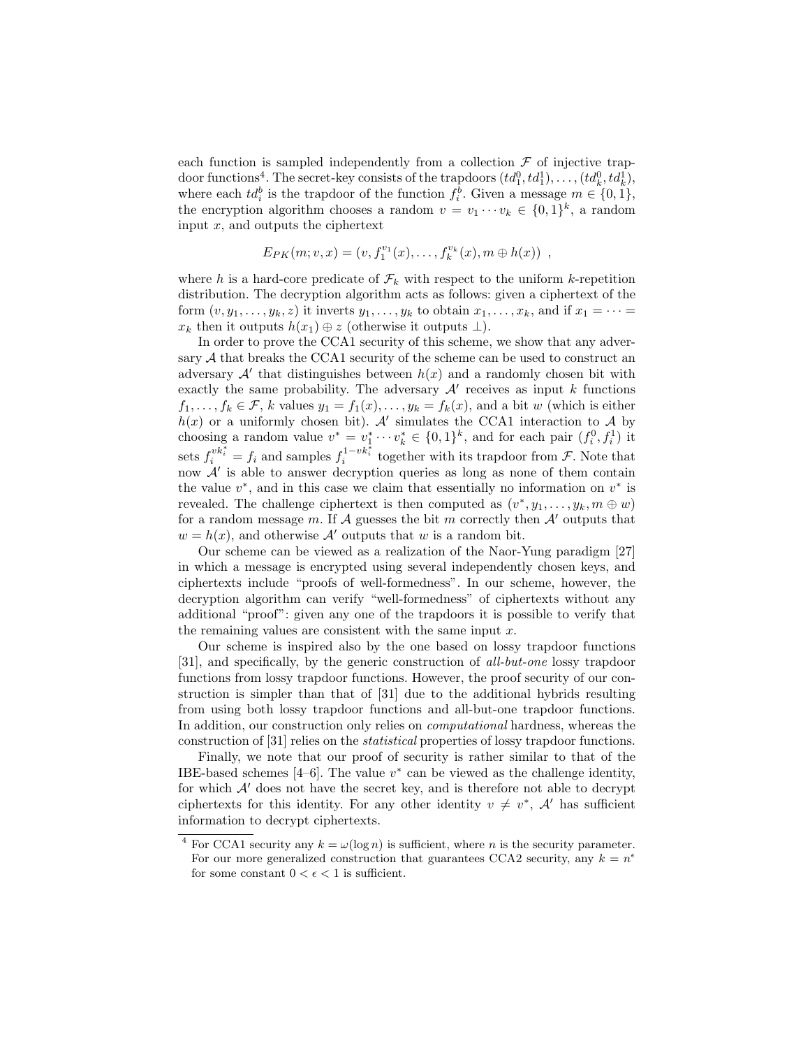each function is sampled independently from a collection $\mathcal{F}$ of injective trapdoor functions[4]. The secret-key consists of the trapdoors $(td_1^0, td_1^1), \ldots, (td_k^0, td_k^1)$, where each $td_i^b$ is the trapdoor of the function $f_i^b$. Given a message $m \in \{0,1\}$, the encryption algorithm chooses a random $v = v_1 \cdots v_k \in \{0,1\}^k$, a random input $x$, and outputs the ciphertext

$$E_{PK}(m; v, x) = (v, f_1^{v_1}(x), \ldots, f_k^{v_k}(x), m \oplus h(x)) \enspace ,$$

where $h$ is a hard-core predicate of $\mathcal{F}_k$ with respect to the uniform $k$-repetition distribution. The decryption algorithm acts as follows: given a ciphertext of the form $(v, y_1, \ldots, y_k, z)$ it inverts $y_1, \ldots, y_k$ to obtain $x_1, \ldots, x_k$, and if $x_1 = \cdots = x_k$ then it outputs $h(x_1) \oplus z$ (otherwise it outputs $\perp$).

In order to prove the CCA1 security of this scheme, we show that any adversary $\mathcal{A}$ that breaks the CCA1 security of the scheme can be used to construct an adversary $\mathcal{A}'$ that distinguishes between $h(x)$ and a randomly chosen bit with exactly the same probability. The adversary $\mathcal{A}'$ receives as input $k$ functions $f_1, \ldots, f_k \in \mathcal{F}$, $k$ values $y_1 = f_1(x), \ldots, y_k = f_k(x)$, and a bit $w$ (which is either $h(x)$ or a uniformly chosen bit). $\mathcal{A}'$ simulates the CCA1 interaction to $\mathcal{A}$ by choosing a random value $v^* = v_1^* \cdots v_k^* \in \{0,1\}^k$, and for each pair $(f_i^0, f_i^1)$ it sets $f_i^{vk_i^*} = f_i$ and samples $f_i^{1-vk_i^*}$ together with its trapdoor from $\mathcal{F}$. Note that now $\mathcal{A}'$ is able to answer decryption queries as long as none of them contain the value $v^*$, and in this case we claim that essentially no information on $v^*$ is revealed. The challenge ciphertext is then computed as $(v^*, y_1, \ldots, y_k, m \oplus w)$ for a random message $m$. If $\mathcal{A}$ guesses the bit $m$ correctly then $\mathcal{A}'$ outputs that $w = h(x)$, and otherwise $\mathcal{A}'$ outputs that $w$ is a random bit.

Our scheme can be viewed as a realization of the Naor-Yung paradigm [27] in which a message is encrypted using several independently chosen keys, and ciphertexts include "proofs of well-formedness". In our scheme, however, the decryption algorithm can verify "well-formedness" of ciphertexts without any additional "proof": given any one of the trapdoors it is possible to verify that the remaining values are consistent with the same input $x$.

Our scheme is inspired also by the one based on lossy trapdoor functions [31], and specifically, by the generic construction of *all-but-one* lossy trapdoor functions from lossy trapdoor functions. However, the proof security of our construction is simpler than that of [31] due to the additional hybrids resulting from using both lossy trapdoor functions and all-but-one trapdoor functions. In addition, our construction only relies on *computational* hardness, whereas the construction of [31] relies on the *statistical* properties of lossy trapdoor functions.

Finally, we note that our proof of security is rather similar to that of the IBE-based schemes [4–6]. The value $v^*$ can be viewed as the challenge identity, for which $\mathcal{A}'$ does not have the secret key, and is therefore not able to decrypt ciphertexts for this identity. For any other identity $v \neq v^*$, $\mathcal{A}'$ has sufficient information to decrypt ciphertexts.

[4] For CCA1 security any $k = \omega(\log n)$ is sufficient, where $n$ is the security parameter. For our more generalized construction that guarantees CCA2 security, any $k = n^\epsilon$ for some constant $0 < \epsilon < 1$ is sufficient.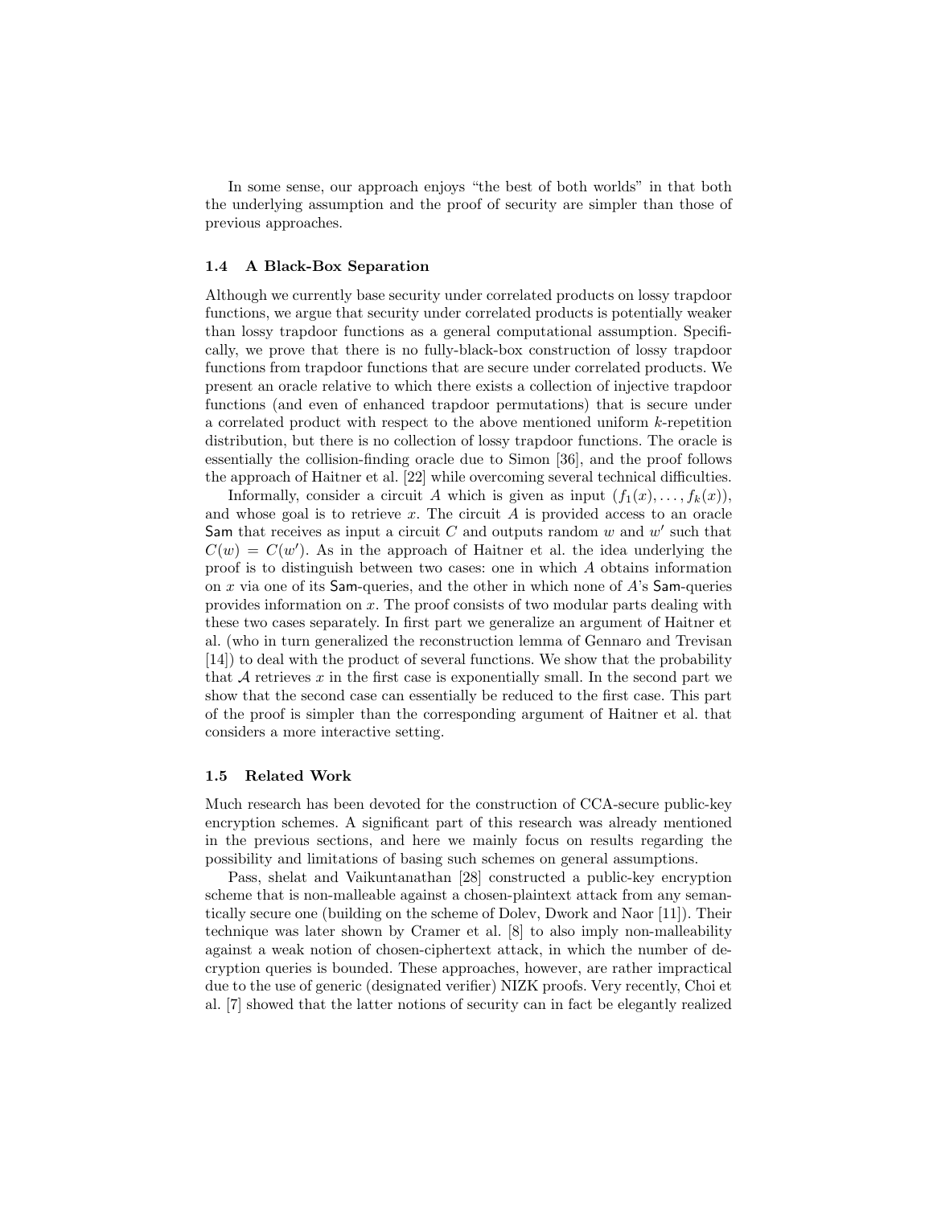In some sense, our approach enjoys "the best of both worlds" in that both the underlying assumption and the proof of security are simpler than those of previous approaches.

### 1.4 A Black-Box Separation

Although we currently base security under correlated products on lossy trapdoor functions, we argue that security under correlated products is potentially weaker than lossy trapdoor functions as a general computational assumption. Specifically, we prove that there is no fully-black-box construction of lossy trapdoor functions from trapdoor functions that are secure under correlated products. We present an oracle relative to which there exists a collection of injective trapdoor functions (and even of enhanced trapdoor permutations) that is secure under a correlated product with respect to the above mentioned uniform $k$-repetition distribution, but there is no collection of lossy trapdoor functions. The oracle is essentially the collision-finding oracle due to Simon [36], and the proof follows the approach of Haitner et al. [22] while overcoming several technical difficulties.

Informally, consider a circuit $A$ which is given as input $(f_1(x), \ldots, f_k(x))$, and whose goal is to retrieve $x$. The circuit $A$ is provided access to an oracle $\mathsf{Sam}$ that receives as input a circuit $C$ and outputs random $w$ and $w'$ such that $C(w) = C(w')$. As in the approach of Haitner et al. the idea underlying the proof is to distinguish between two cases: one in which $A$ obtains information on $x$ via one of its $\mathsf{Sam}$-queries, and the other in which none of $A$'s $\mathsf{Sam}$-queries provides information on $x$. The proof consists of two modular parts dealing with these two cases separately. In first part we generalize an argument of Haitner et al. (who in turn generalized the reconstruction lemma of Gennaro and Trevisan [14]) to deal with the product of several functions. We show that the probability that $\mathcal{A}$ retrieves $x$ in the first case is exponentially small. In the second part we show that the second case can essentially be reduced to the first case. This part of the proof is simpler than the corresponding argument of Haitner et al. that considers a more interactive setting.

### 1.5 Related Work

Much research has been devoted for the construction of CCA-secure public-key encryption schemes. A significant part of this research was already mentioned in the previous sections, and here we mainly focus on results regarding the possibility and limitations of basing such schemes on general assumptions.

Pass, shelat and Vaikuntanathan [28] constructed a public-key encryption scheme that is non-malleable against a chosen-plaintext attack from any semantically secure one (building on the scheme of Dolev, Dwork and Naor [11]). Their technique was later shown by Cramer et al. [8] to also imply non-malleability against a weak notion of chosen-ciphertext attack, in which the number of decryption queries is bounded. These approaches, however, are rather impractical due to the use of generic (designated verifier) NIZK proofs. Very recently, Choi et al. [7] showed that the latter notions of security can in fact be elegantly realized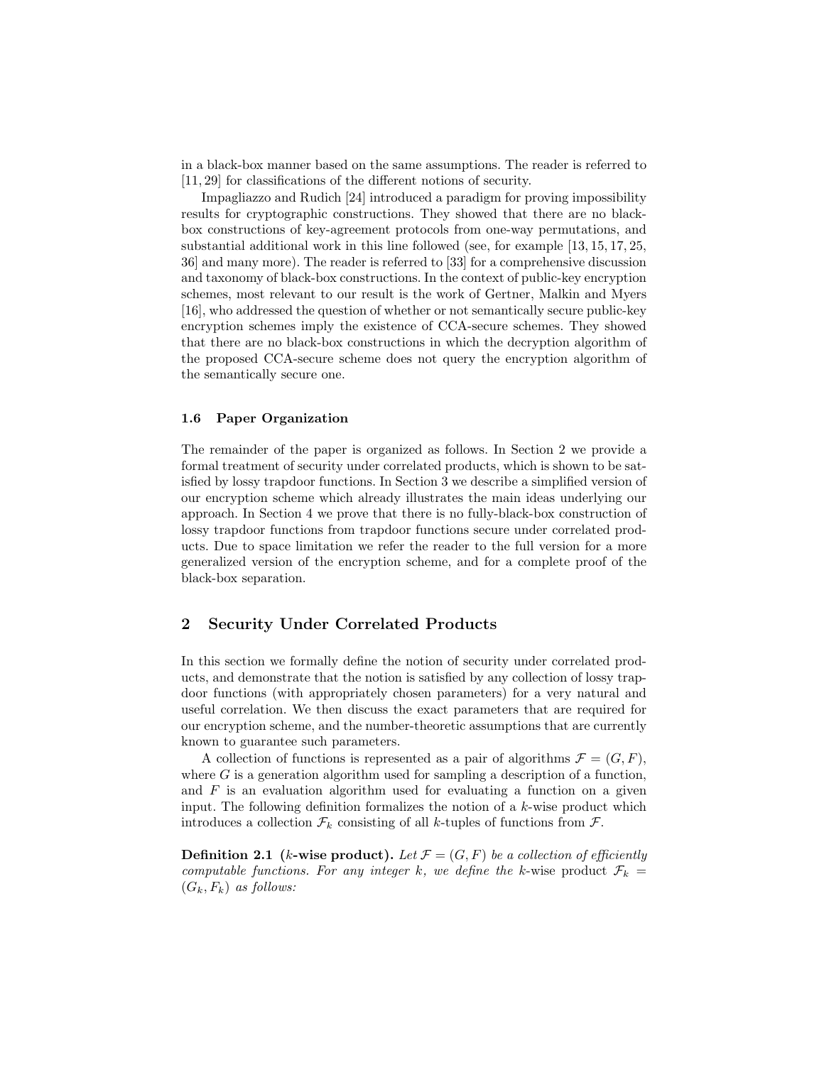in a black-box manner based on the same assumptions. The reader is referred to [11, 29] for classifications of the different notions of security.

Impagliazzo and Rudich [24] introduced a paradigm for proving impossibility results for cryptographic constructions. They showed that there are no black-box constructions of key-agreement protocols from one-way permutations, and substantial additional work in this line followed (see, for example [13, 15, 17, 25, 36] and many more). The reader is referred to [33] for a comprehensive discussion and taxonomy of black-box constructions. In the context of public-key encryption schemes, most relevant to our result is the work of Gertner, Malkin and Myers [16], who addressed the question of whether or not semantically secure public-key encryption schemes imply the existence of CCA-secure schemes. They showed that there are no black-box constructions in which the decryption algorithm of the proposed CCA-secure scheme does not query the encryption algorithm of the semantically secure one.

### 1.6 Paper Organization

The remainder of the paper is organized as follows. In Section 2 we provide a formal treatment of security under correlated products, which is shown to be satisfied by lossy trapdoor functions. In Section 3 we describe a simplified version of our encryption scheme which already illustrates the main ideas underlying our approach. In Section 4 we prove that there is no fully-black-box construction of lossy trapdoor functions from trapdoor functions secure under correlated products. Due to space limitation we refer the reader to the full version for a more generalized version of the encryption scheme, and for a complete proof of the black-box separation.

## 2 Security Under Correlated Products

In this section we formally define the notion of security under correlated products, and demonstrate that the notion is satisfied by any collection of lossy trapdoor functions (with appropriately chosen parameters) for a very natural and useful correlation. We then discuss the exact parameters that are required for our encryption scheme, and the number-theoretic assumptions that are currently known to guarantee such parameters.

A collection of functions is represented as a pair of algorithms $\mathcal{F} = (G, F)$, where $G$ is a generation algorithm used for sampling a description of a function, and $F$ is an evaluation algorithm used for evaluating a function on a given input. The following definition formalizes the notion of a $k$-wise product which introduces a collection $\mathcal{F}_k$ consisting of all $k$-tuples of functions from $\mathcal{F}$.

**Definition 2.1** (**$k$-wise product).** *Let $\mathcal{F} = (G, F)$ be a collection of efficiently computable functions. For any integer $k$, we define the* $k$-wise product *$\mathcal{F}_k = (G_k, F_k)$ as follows:*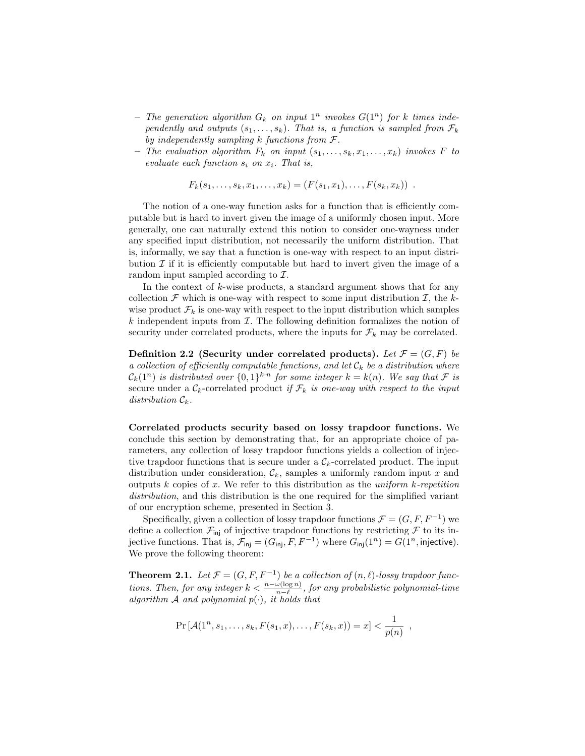– *The generation algorithm $G_k$ on input $1^n$ invokes $G(1^n)$ for $k$ times independently and outputs $(s_1, \dots, s_k)$. That is, a function is sampled from $\mathcal{F}_k$ by independently sampling $k$ functions from $\mathcal{F}$.*
– *The evaluation algorithm $F_k$ on input $(s_1, \dots, s_k, x_1, \dots, x_k)$ invokes $F$ to evaluate each function $s_i$ on $x_i$. That is,*

$$F_k(s_1, \dots, s_k, x_1, \dots, x_k) = (F(s_1, x_1), \dots, F(s_k, x_k)) \enspace .$$

The notion of a one-way function asks for a function that is efficiently computable but is hard to invert given the image of a uniformly chosen input. More generally, one can naturally extend this notion to consider one-wayness under any specified input distribution, not necessarily the uniform distribution. That is, informally, we say that a function is one-way with respect to an input distribution $\mathcal{I}$ if it is efficiently computable but hard to invert given the image of a random input sampled according to $\mathcal{I}$.

In the context of $k$-wise products, a standard argument shows that for any collection $\mathcal{F}$ which is one-way with respect to some input distribution $\mathcal{I}$, the $k$-wise product $\mathcal{F}_k$ is one-way with respect to the input distribution which samples $k$ independent inputs from $\mathcal{I}$. The following definition formalizes the notion of security under correlated products, where the inputs for $\mathcal{F}_k$ may be correlated.

**Definition 2.2 (Security under correlated products).** *Let $\mathcal{F} = (G, F)$ be a collection of efficiently computable functions, and let $\mathcal{C}_k$ be a distribution where $\mathcal{C}_k(1^n)$ is distributed over $\{0,1\}^{k \cdot n}$ for some integer $k = k(n)$. We say that $\mathcal{F}$ is* secure under a $\mathcal{C}_k$-correlated product *if $\mathcal{F}_k$ is one-way with respect to the input distribution $\mathcal{C}_k$.*

**Correlated products security based on lossy trapdoor functions.** We conclude this section by demonstrating that, for an appropriate choice of parameters, any collection of lossy trapdoor functions yields a collection of injective trapdoor functions that is secure under a $\mathcal{C}_k$-correlated product. The input distribution under consideration, $\mathcal{C}_k$, samples a uniformly random input $x$ and outputs $k$ copies of $x$. We refer to this distribution as the *uniform $k$-repetition distribution*, and this distribution is the one required for the simplified variant of our encryption scheme, presented in Section 3.

Specifically, given a collection of lossy trapdoor functions $\mathcal{F} = (G, F, F^{-1})$ we define a collection $\mathcal{F}_{\mathsf{inj}}$ of injective trapdoor functions by restricting $\mathcal{F}$ to its injective functions. That is, $\mathcal{F}_{\mathsf{inj}} = (G_{\mathsf{inj}}, F, F^{-1})$ where $G_{\mathsf{inj}}(1^n) = G(1^n, \mathsf{injective})$. We prove the following theorem:

**Theorem 2.1.** *Let $\mathcal{F} = (G, F, F^{-1})$ be a collection of $(n, \ell)$-lossy trapdoor functions. Then, for any integer $k < \frac{n - \omega(\log n)}{n - \ell}$, for any probabilistic polynomial-time algorithm $\mathcal{A}$ and polynomial $p(\cdot)$, it holds that*

$$\Pr\left[\mathcal{A}(1^n, s_1, \dots, s_k, F(s_1, x), \dots, F(s_k, x)) = x\right] < \frac{1}{p(n)} \enspace ,$$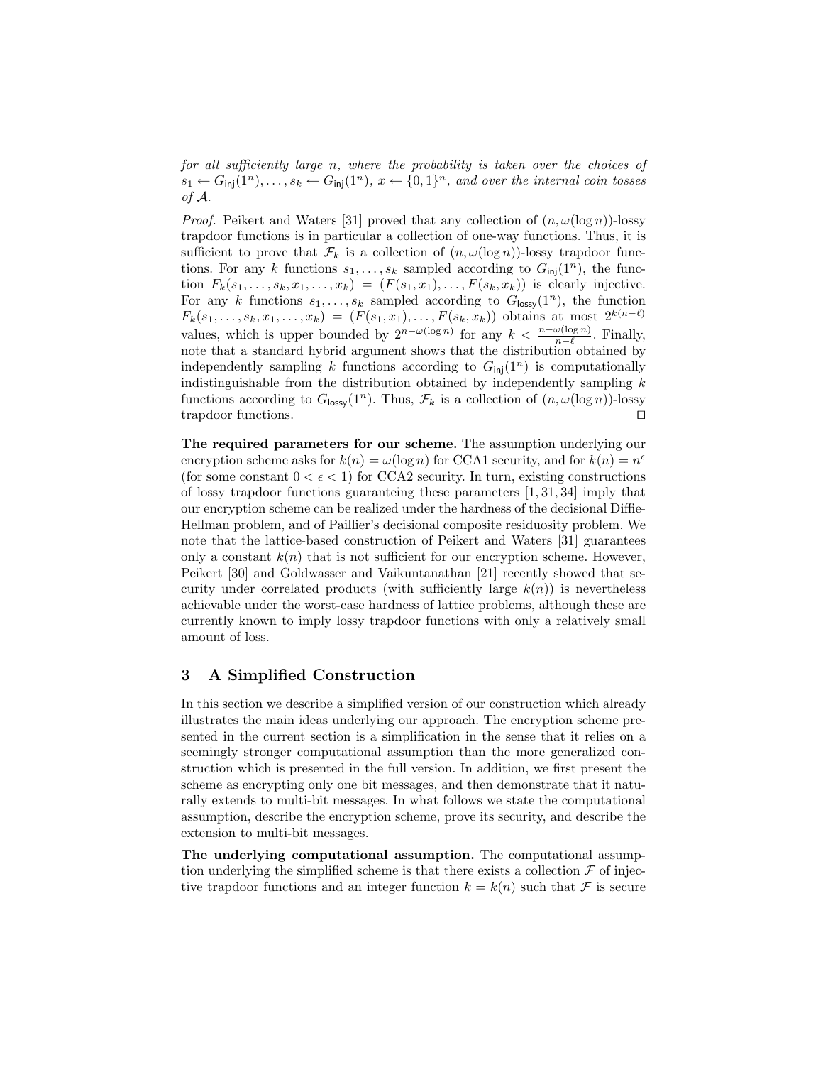*for all sufficiently large $n$, where the probability is taken over the choices of $s_1 \leftarrow G_{\mathsf{inj}}(1^n), \ldots, s_k \leftarrow G_{\mathsf{inj}}(1^n)$, $x \leftarrow \{0,1\}^n$, and over the internal coin tosses of $\mathcal{A}$.*

*Proof.* Peikert and Waters [31] proved that any collection of $(n, \omega(\log n))$-lossy trapdoor functions is in particular a collection of one-way functions. Thus, it is sufficient to prove that $\mathcal{F}_k$ is a collection of $(n, \omega(\log n))$-lossy trapdoor functions. For any $k$ functions $s_1, \ldots, s_k$ sampled according to $G_{\mathsf{inj}}(1^n)$, the function $F_k(s_1, \ldots, s_k, x_1, \ldots, x_k) = (F(s_1, x_1), \ldots, F(s_k, x_k))$ is clearly injective. For any $k$ functions $s_1, \ldots, s_k$ sampled according to $G_{\mathsf{lossy}}(1^n)$, the function $F_k(s_1, \ldots, s_k, x_1, \ldots, x_k) = (F(s_1, x_1), \ldots, F(s_k, x_k))$ obtains at most $2^{k(n-\ell)}$ values, which is upper bounded by $2^{n-\omega(\log n)}$ for any $k < \frac{n-\omega(\log n)}{n-\ell}$. Finally, note that a standard hybrid argument shows that the distribution obtained by independently sampling $k$ functions according to $G_{\mathsf{inj}}(1^n)$ is computationally indistinguishable from the distribution obtained by independently sampling $k$ functions according to $G_{\mathsf{lossy}}(1^n)$. Thus, $\mathcal{F}_k$ is a collection of $(n, \omega(\log n))$-lossy trapdoor functions. ⊓⊔

**The required parameters for our scheme.** The assumption underlying our encryption scheme asks for $k(n) = \omega(\log n)$ for CCA1 security, and for $k(n) = n^\epsilon$ (for some constant $0 < \epsilon < 1$) for CCA2 security. In turn, existing constructions of lossy trapdoor functions guaranteing these parameters [1, 31, 34] imply that our encryption scheme can be realized under the hardness of the decisional Diffie-Hellman problem, and of Paillier's decisional composite residuosity problem. We note that the lattice-based construction of Peikert and Waters [31] guarantees only a constant $k(n)$ that is not sufficient for our encryption scheme. However, Peikert [30] and Goldwasser and Vaikuntanathan [21] recently showed that security under correlated products (with sufficiently large $k(n)$) is nevertheless achievable under the worst-case hardness of lattice problems, although these are currently known to imply lossy trapdoor functions with only a relatively small amount of loss.

## 3 A Simplified Construction

In this section we describe a simplified version of our construction which already illustrates the main ideas underlying our approach. The encryption scheme presented in the current section is a simplification in the sense that it relies on a seemingly stronger computational assumption than the more generalized construction which is presented in the full version. In addition, we first present the scheme as encrypting only one bit messages, and then demonstrate that it naturally extends to multi-bit messages. In what follows we state the computational assumption, describe the encryption scheme, prove its security, and describe the extension to multi-bit messages.

**The underlying computational assumption.** The computational assumption underlying the simplified scheme is that there exists a collection $\mathcal{F}$ of injective trapdoor functions and an integer function $k = k(n)$ such that $\mathcal{F}$ is secure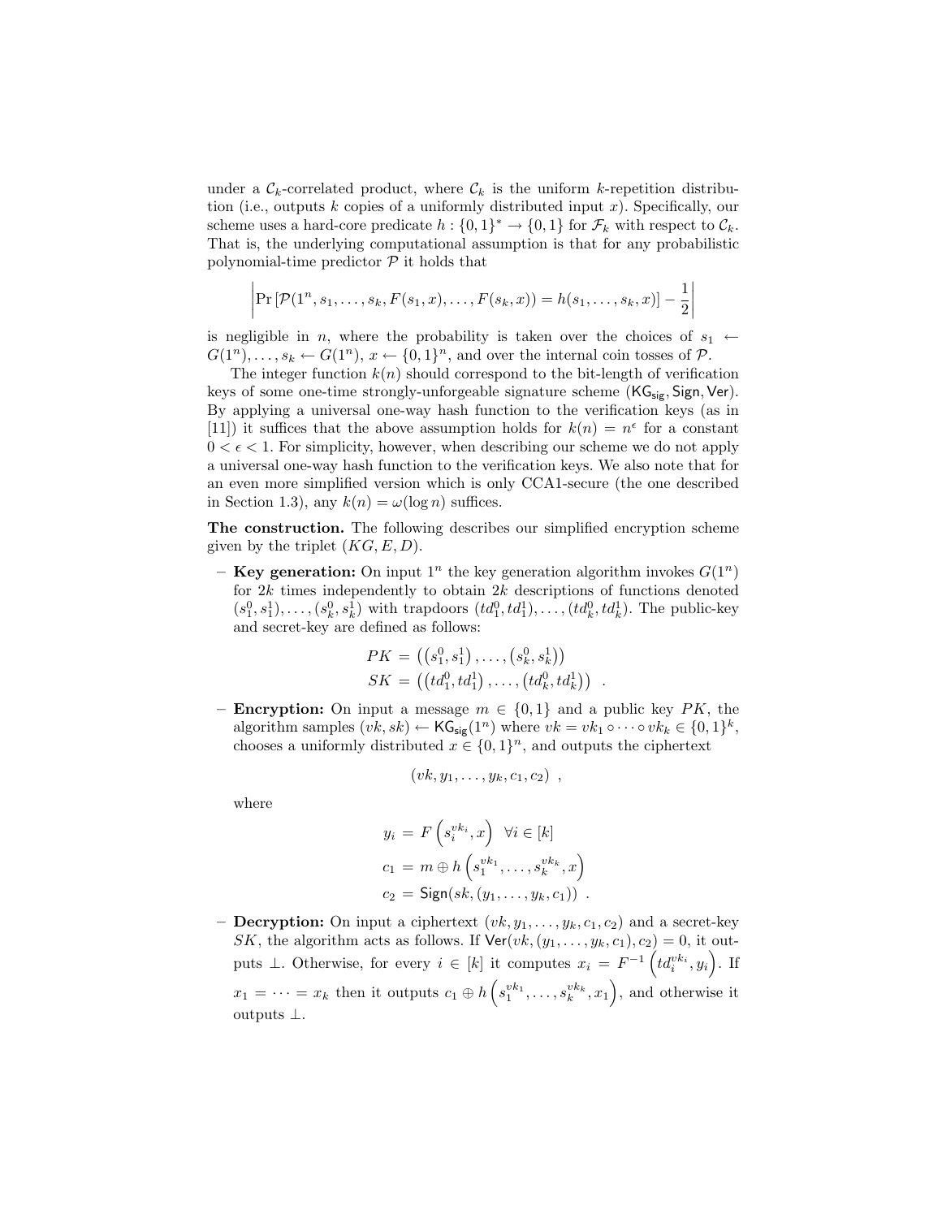under a $\mathcal{C}_k$-correlated product, where $\mathcal{C}_k$ is the uniform $k$-repetition distribution (i.e., outputs $k$ copies of a uniformly distributed input $x$). Specifically, our scheme uses a hard-core predicate $h : \{0,1\}^* \rightarrow \{0,1\}$ for $\mathcal{F}_k$ with respect to $\mathcal{C}_k$. That is, the underlying computational assumption is that for any probabilistic polynomial-time predictor $\mathcal{P}$ it holds that

$$\left| \Pr\left[\mathcal{P}(1^n, s_1, \ldots, s_k, F(s_1, x), \ldots, F(s_k, x)) = h(s_1, \ldots, s_k, x)\right] - \frac{1}{2} \right|$$

is negligible in $n$, where the probability is taken over the choices of $s_1 \leftarrow G(1^n), \ldots, s_k \leftarrow G(1^n)$, $x \leftarrow \{0,1\}^n$, and over the internal coin tosses of $\mathcal{P}$.

The integer function $k(n)$ should correspond to the bit-length of verification keys of some one-time strongly-unforgeable signature scheme $(\mathsf{KG_{sig}}, \mathsf{Sign}, \mathsf{Ver})$. By applying a universal one-way hash function to the verification keys (as in [11]) it suffices that the above assumption holds for $k(n) = n^\epsilon$ for a constant $0 < \epsilon < 1$. For simplicity, however, when describing our scheme we do not apply a universal one-way hash function to the verification keys. We also note that for an even more simplified version which is only CCA1-secure (the one described in Section 1.3), any $k(n) = \omega(\log n)$ suffices.

**The construction.** The following describes our simplified encryption scheme given by the triplet $(KG, E, D)$.

- **Key generation:** On input $1^n$ the key generation algorithm invokes $G(1^n)$ for $2k$ times independently to obtain $2k$ descriptions of functions denoted $(s_1^0, s_1^1), \ldots, (s_k^0, s_k^1)$ with trapdoors $(td_1^0, td_1^1), \ldots, (td_k^0, td_k^1)$. The public-key and secret-key are defined as follows:

$$PK = \left(\left(s_1^0, s_1^1\right), \ldots, \left(s_k^0, s_k^1\right)\right)$$
$$SK = \left(\left(td_1^0, td_1^1\right), \ldots, \left(td_k^0, td_k^1\right)\right) \enspace .$$

- **Encryption:** On input a message $m \in \{0,1\}$ and a public key $PK$, the algorithm samples $(vk, sk) \leftarrow \mathsf{KG_{sig}}(1^n)$ where $vk = vk_1 \circ \cdots \circ vk_k \in \{0,1\}^k$, chooses a uniformly distributed $x \in \{0,1\}^n$, and outputs the ciphertext

$$(vk, y_1, \ldots, y_k, c_1, c_2) \enspace ,$$

where

$$y_i = F\left(s_i^{vk_i}, x\right) \quad \forall i \in [k]$$
$$c_1 = m \oplus h\left(s_1^{vk_1}, \ldots, s_k^{vk_k}, x\right)$$
$$c_2 = \mathsf{Sign}(sk, (y_1, \ldots, y_k, c_1)) \enspace .$$

- **Decryption:** On input a ciphertext $(vk, y_1, \ldots, y_k, c_1, c_2)$ and a secret-key $SK$, the algorithm acts as follows. If $\mathsf{Ver}(vk, (y_1, \ldots, y_k, c_1), c_2) = 0$, it outputs $\perp$. Otherwise, for every $i \in [k]$ it computes $x_i = F^{-1}\left(td_i^{vk_i}, y_i\right)$. If $x_1 = \cdots = x_k$ then it outputs $c_1 \oplus h\left(s_1^{vk_1}, \ldots, s_k^{vk_k}, x_1\right)$, and otherwise it outputs $\perp$.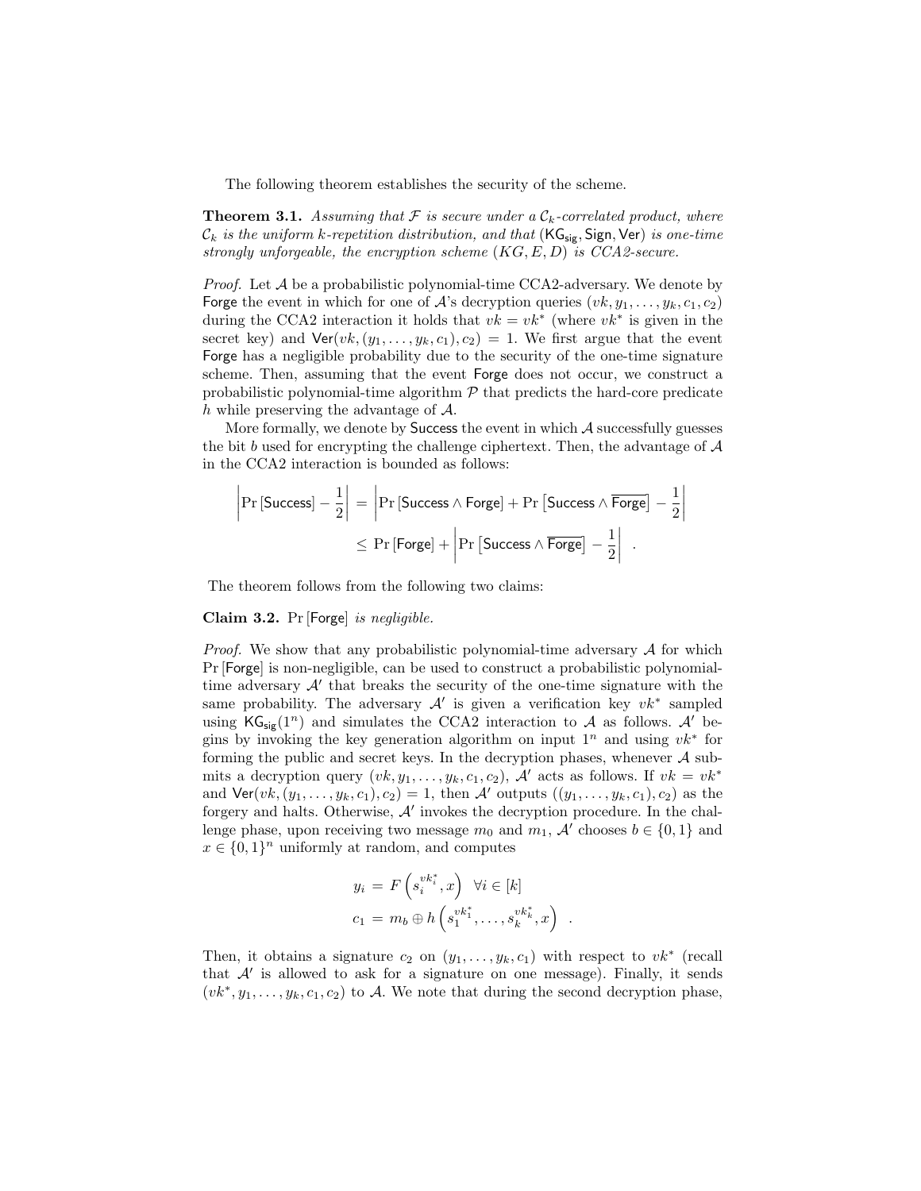The following theorem establishes the security of the scheme.

**Theorem 3.1.** *Assuming that $\mathcal{F}$ is secure under a $\mathcal{C}_k$-correlated product, where $\mathcal{C}_k$ is the uniform $k$-repetition distribution, and that $(\mathsf{KG_{sig}}, \mathsf{Sign}, \mathsf{Ver})$ is one-time strongly unforgeable, the encryption scheme $(KG, E, D)$ is CCA2-secure.*

*Proof.* Let $\mathcal{A}$ be a probabilistic polynomial-time CCA2-adversary. We denote by $\mathsf{Forge}$ the event in which for one of $\mathcal{A}$'s decryption queries $(vk, y_1, \dots, y_k, c_1, c_2)$ during the CCA2 interaction it holds that $vk = vk^*$ (where $vk^*$ is given in the secret key) and $\mathsf{Ver}(vk, (y_1, \dots, y_k, c_1), c_2) = 1$. We first argue that the event $\mathsf{Forge}$ has a negligible probability due to the security of the one-time signature scheme. Then, assuming that the event $\mathsf{Forge}$ does not occur, we construct a probabilistic polynomial-time algorithm $\mathcal{P}$ that predicts the hard-core predicate $h$ while preserving the advantage of $\mathcal{A}$.

More formally, we denote by $\mathsf{Success}$ the event in which $\mathcal{A}$ successfully guesses the bit $b$ used for encrypting the challenge ciphertext. Then, the advantage of $\mathcal{A}$ in the CCA2 interaction is bounded as follows:

$$
\begin{aligned}
\left| \Pr\left[\mathsf{Success}\right] - \frac{1}{2} \right| &= \left| \Pr\left[\mathsf{Success} \wedge \mathsf{Forge}\right] + \Pr\left[\mathsf{Success} \wedge \overline{\mathsf{Forge}}\right] - \frac{1}{2} \right| \\
&\leq \Pr\left[\mathsf{Forge}\right] + \left| \Pr\left[\mathsf{Success} \wedge \overline{\mathsf{Forge}}\right] - \frac{1}{2} \right| \quad .
\end{aligned}
$$

The theorem follows from the following two claims:

**Claim 3.2.** $\Pr\left[\mathsf{Forge}\right]$ *is negligible.*

*Proof.* We show that any probabilistic polynomial-time adversary $\mathcal{A}$ for which $\Pr\left[\mathsf{Forge}\right]$ is non-negligible, can be used to construct a probabilistic polynomial-time adversary $\mathcal{A}'$ that breaks the security of the one-time signature with the same probability. The adversary $\mathcal{A}'$ is given a verification key $vk^*$ sampled using $\mathsf{KG_{sig}}(1^n)$ and simulates the CCA2 interaction to $\mathcal{A}$ as follows. $\mathcal{A}'$ begins by invoking the key generation algorithm on input $1^n$ and using $vk^*$ for forming the public and secret keys. In the decryption phases, whenever $\mathcal{A}$ submits a decryption query $(vk, y_1, \dots, y_k, c_1, c_2)$, $\mathcal{A}'$ acts as follows. If $vk = vk^*$ and $\mathsf{Ver}(vk, (y_1, \dots, y_k, c_1), c_2) = 1$, then $\mathcal{A}'$ outputs $((y_1, \dots, y_k, c_1), c_2)$ as the forgery and halts. Otherwise, $\mathcal{A}'$ invokes the decryption procedure. In the challenge phase, upon receiving two message $m_0$ and $m_1$, $\mathcal{A}'$ chooses $b \in \{0,1\}$ and $x \in \{0,1\}^n$ uniformly at random, and computes

$$
\begin{aligned}
y_i &= F\left(s_i^{vk_i^*}, x\right) \quad \forall i \in [k] \\
c_1 &= m_b \oplus h\left(s_1^{vk_1^*}, \dots, s_k^{vk_k^*}, x\right) \quad .
\end{aligned}
$$

Then, it obtains a signature $c_2$ on $(y_1, \dots, y_k, c_1)$ with respect to $vk^*$ (recall that $\mathcal{A}'$ is allowed to ask for a signature on one message). Finally, it sends $(vk^*, y_1, \dots, y_k, c_1, c_2)$ to $\mathcal{A}$. We note that during the second decryption phase,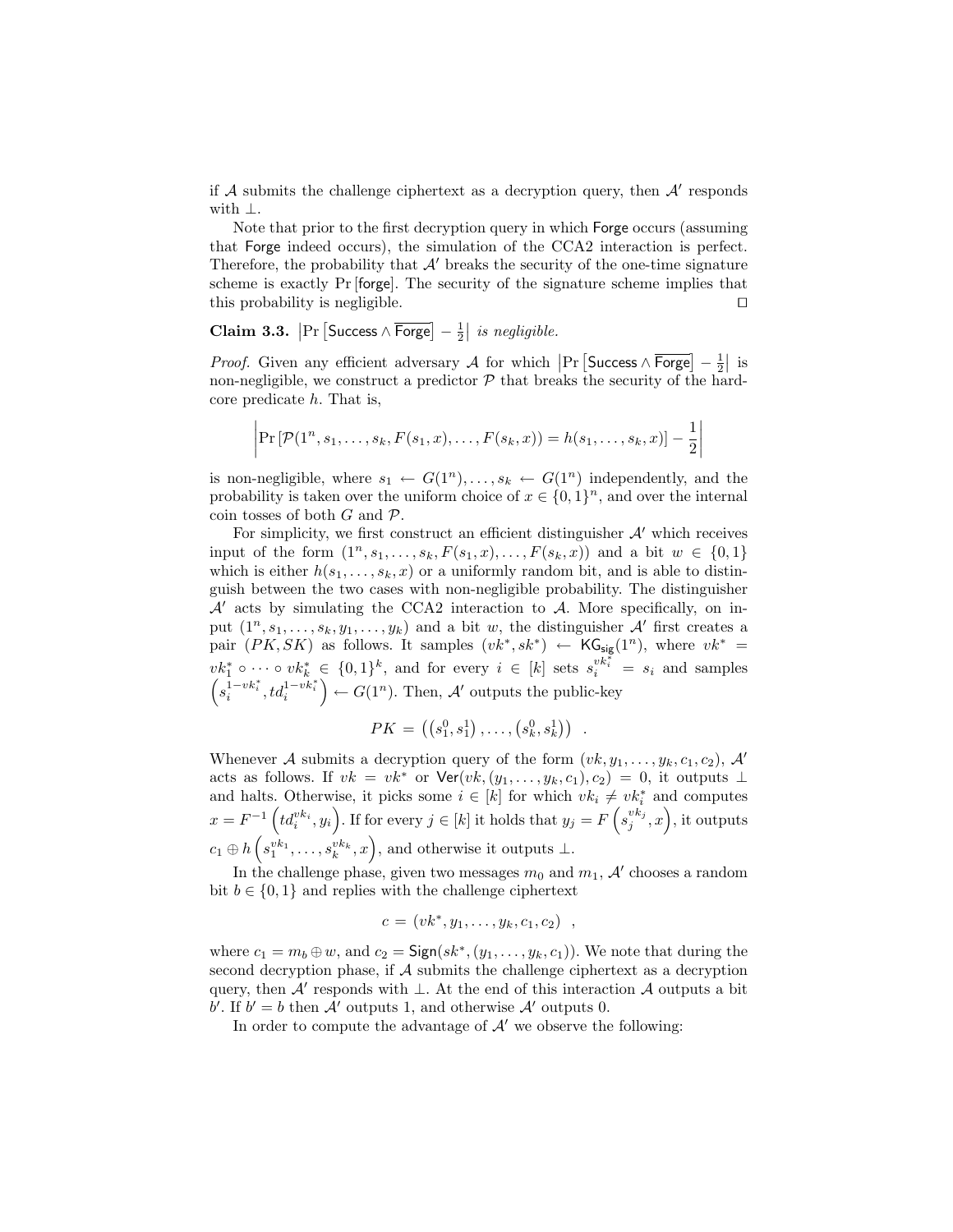if $\mathcal{A}$ submits the challenge ciphertext as a decryption query, then $\mathcal{A}'$ responds with $\perp$.

Note that prior to the first decryption query in which $\mathsf{Forge}$ occurs (assuming that $\mathsf{Forge}$ indeed occurs), the simulation of the CCA2 interaction is perfect. Therefore, the probability that $\mathcal{A}'$ breaks the security of the one-time signature scheme is exactly $\Pr[\mathsf{forge}]$. The security of the signature scheme implies that this probability is negligible. ◻

**Claim 3.3.** *$\left|\Pr\left[\mathsf{Success} \wedge \overline{\mathsf{Forge}}\right] - \frac{1}{2}\right|$ is negligible.*

*Proof.* Given any efficient adversary $\mathcal{A}$ for which $\left|\Pr\left[\mathsf{Success} \wedge \overline{\mathsf{Forge}}\right] - \frac{1}{2}\right|$ is non-negligible, we construct a predictor $\mathcal{P}$ that breaks the security of the hard-core predicate $h$. That is,

$$\left|\Pr\left[\mathcal{P}(1^n, s_1, \ldots, s_k, F(s_1, x), \ldots, F(s_k, x)) = h(s_1, \ldots, s_k, x)\right] - \frac{1}{2}\right|$$

is non-negligible, where $s_1 \leftarrow G(1^n), \ldots, s_k \leftarrow G(1^n)$ independently, and the probability is taken over the uniform choice of $x \in \{0,1\}^n$, and over the internal coin tosses of both $G$ and $\mathcal{P}$.

For simplicity, we first construct an efficient distinguisher $\mathcal{A}'$ which receives input of the form $(1^n, s_1, \ldots, s_k, F(s_1, x), \ldots, F(s_k, x))$ and a bit $w \in \{0,1\}$ which is either $h(s_1, \ldots, s_k, x)$ or a uniformly random bit, and is able to distinguish between the two cases with non-negligible probability. The distinguisher $\mathcal{A}'$ acts by simulating the CCA2 interaction to $\mathcal{A}$. More specifically, on input $(1^n, s_1, \ldots, s_k, y_1, \ldots, y_k)$ and a bit $w$, the distinguisher $\mathcal{A}'$ first creates a pair $(PK, SK)$ as follows. It samples $(vk^*, sk^*) \leftarrow \mathsf{KG}_{\mathsf{sig}}(1^n)$, where $vk^* = vk_1^* \circ \cdots \circ vk_k^* \in \{0,1\}^k$, and for every $i \in [k]$ sets $s_i^{vk_i^*} = s_i$ and samples $\left(s_i^{1-vk_i^*}, td_i^{1-vk_i^*}\right) \leftarrow G(1^n)$. Then, $\mathcal{A}'$ outputs the public-key

$$PK = \left(\left(s_1^0, s_1^1\right), \ldots, \left(s_k^0, s_k^1\right)\right) \enspace .$$

Whenever $\mathcal{A}$ submits a decryption query of the form $(vk, y_1, \ldots, y_k, c_1, c_2)$, $\mathcal{A}'$ acts as follows. If $vk = vk^*$ or $\mathsf{Ver}(vk, (y_1, \ldots, y_k, c_1), c_2) = 0$, it outputs $\perp$ and halts. Otherwise, it picks some $i \in [k]$ for which $vk_i \neq vk_i^*$ and computes $x = F^{-1}\left(td_i^{vk_i}, y_i\right)$. If for every $j \in [k]$ it holds that $y_j = F\left(s_j^{vk_j}, x\right)$, it outputs $c_1 \oplus h\left(s_1^{vk_1}, \ldots, s_k^{vk_k}, x\right)$, and otherwise it outputs $\perp$.

In the challenge phase, given two messages $m_0$ and $m_1$, $\mathcal{A}'$ chooses a random bit $b \in \{0,1\}$ and replies with the challenge ciphertext

$$c = (vk^*, y_1, \ldots, y_k, c_1, c_2) \enspace ,$$

where $c_1 = m_b \oplus w$, and $c_2 = \mathsf{Sign}(sk^*, (y_1, \ldots, y_k, c_1))$. We note that during the second decryption phase, if $\mathcal{A}$ submits the challenge ciphertext as a decryption query, then $\mathcal{A}'$ responds with $\perp$. At the end of this interaction $\mathcal{A}$ outputs a bit $b'$. If $b' = b$ then $\mathcal{A}'$ outputs 1, and otherwise $\mathcal{A}'$ outputs 0.

In order to compute the advantage of $\mathcal{A}'$ we observe the following: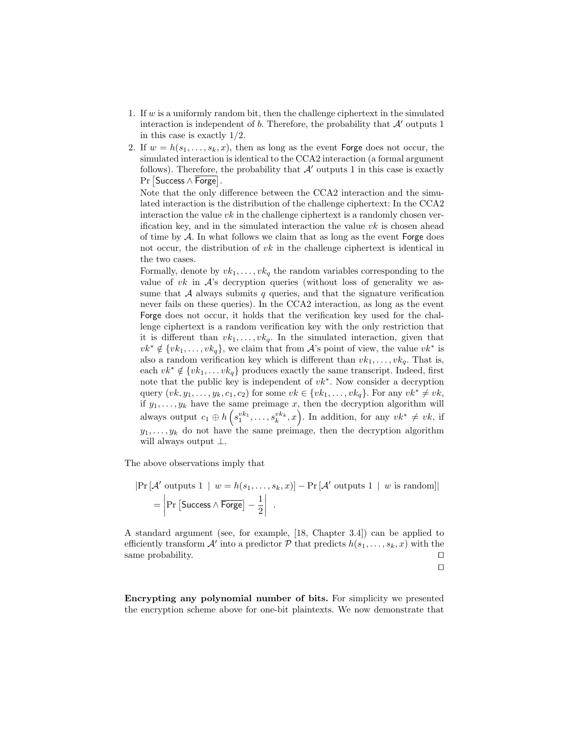1. If $w$ is a uniformly random bit, then the challenge ciphertext in the simulated interaction is independent of $b$. Therefore, the probability that $\mathcal{A}'$ outputs 1 in this case is exactly 1/2.
2. If $w = h(s_1, \ldots, s_k, x)$, then as long as the event $\mathsf{Forge}$ does not occur, the simulated interaction is identical to the CCA2 interaction (a formal argument follows). Therefore, the probability that $\mathcal{A}'$ outputs 1 in this case is exactly $\Pr\left[\mathsf{Success} \wedge \overline{\mathsf{Forge}}\right]$.

   Note that the only difference between the CCA2 interaction and the simulated interaction is the distribution of the challenge ciphertext: In the CCA2 interaction the value $vk$ in the challenge ciphertext is a randomly chosen verification key, and in the simulated interaction the value $vk$ is chosen ahead of time by $\mathcal{A}$. In what follows we claim that as long as the event $\mathsf{Forge}$ does not occur, the distribution of $vk$ in the challenge ciphertext is identical in the two cases.

   Formally, denote by $vk_1, \ldots, vk_q$ the random variables corresponding to the value of $vk$ in $\mathcal{A}$'s decryption queries (without loss of generality we assume that $\mathcal{A}$ always submits $q$ queries, and that the signature verification never fails on these queries). In the CCA2 interaction, as long as the event $\mathsf{Forge}$ does not occur, it holds that the verification key used for the challenge ciphertext is a random verification key with the only restriction that it is different than $vk_1, \ldots, vk_q$. In the simulated interaction, given that $vk^* \notin \{vk_1, \ldots, vk_q\}$, we claim that from $\mathcal{A}$'s point of view, the value $vk^*$ is also a random verification key which is different than $vk_1, \ldots, vk_q$. That is, each $vk^* \notin \{vk_1, \ldots vk_q\}$ produces exactly the same transcript. Indeed, first note that the public key is independent of $vk^*$. Now consider a decryption query $(vk, y_1, \ldots, y_k, c_1, c_2)$ for some $vk \in \{vk_1, \ldots, vk_q\}$. For any $vk^* \neq vk$, if $y_1, \ldots, y_k$ have the same preimage $x$, then the decryption algorithm will always output $c_1 \oplus h\left(s_1^{vk_1}, \ldots, s_k^{vk_k}, x\right)$. In addition, for any $vk^* \neq vk$, if $y_1, \ldots, y_k$ do not have the same preimage, then the decryption algorithm will always output $\perp$.

The above observations imply that

$$
\begin{aligned}
&\left|\Pr\left[\mathcal{A}' \text{ outputs } 1 \;\middle|\; w = h(s_1, \ldots, s_k, x)\right] - \Pr\left[\mathcal{A}' \text{ outputs } 1 \;\middle|\; w \text{ is random}\right]\right| \\
&\quad = \left|\Pr\left[\mathsf{Success} \wedge \overline{\mathsf{Forge}}\right] - \frac{1}{2}\right| \enspace .
\end{aligned}
$$

A standard argument (see, for example, [18, Chapter 3.4]) can be applied to efficiently transform $\mathcal{A}'$ into a predictor $\mathcal{P}$ that predicts $h(s_1, \ldots, s_k, x)$ with the same probability. □

□

**Encrypting any polynomial number of bits.** For simplicity we presented the encryption scheme above for one-bit plaintexts. We now demonstrate that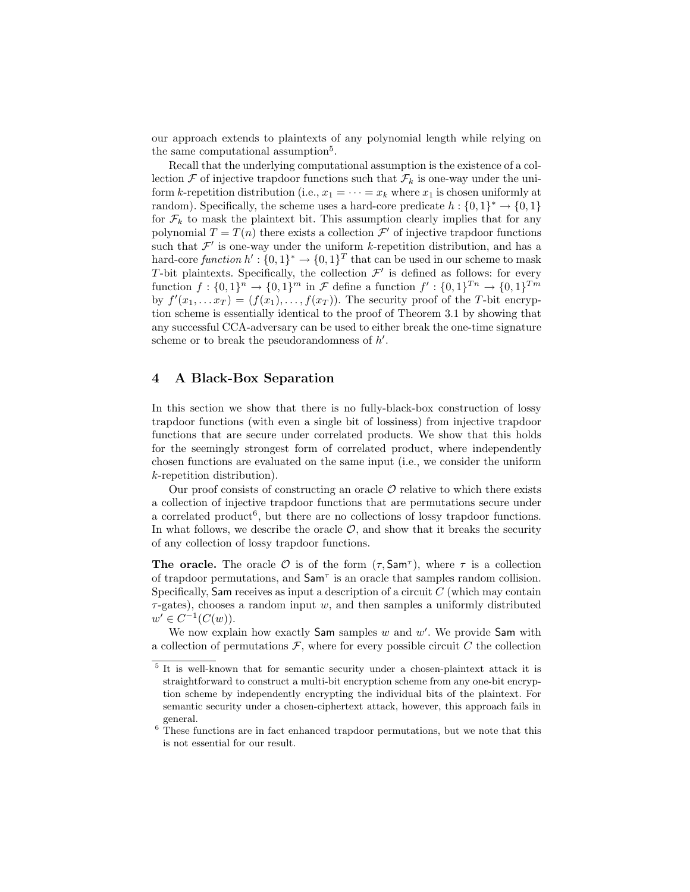our approach extends to plaintexts of any polynomial length while relying on the same computational assumption[5].

Recall that the underlying computational assumption is the existence of a collection $\mathcal{F}$ of injective trapdoor functions such that $\mathcal{F}_k$ is one-way under the uniform $k$-repetition distribution (i.e., $x_1 = \cdots = x_k$ where $x_1$ is chosen uniformly at random). Specifically, the scheme uses a hard-core predicate $h : \{0,1\}^* \rightarrow \{0,1\}$ for $\mathcal{F}_k$ to mask the plaintext bit. This assumption clearly implies that for any polynomial $T = T(n)$ there exists a collection $\mathcal{F}'$ of injective trapdoor functions such that $\mathcal{F}'$ is one-way under the uniform $k$-repetition distribution, and has a hard-core *function* $h' : \{0,1\}^* \rightarrow \{0,1\}^T$ that can be used in our scheme to mask $T$-bit plaintexts. Specifically, the collection $\mathcal{F}'$ is defined as follows: for every function $f : \{0,1\}^n \rightarrow \{0,1\}^m$ in $\mathcal{F}$ define a function $f' : \{0,1\}^{Tn} \rightarrow \{0,1\}^{Tm}$ by $f'(x_1, \ldots x_T) = (f(x_1), \ldots, f(x_T))$. The security proof of the $T$-bit encryption scheme is essentially identical to the proof of Theorem 3.1 by showing that any successful CCA-adversary can be used to either break the one-time signature scheme or to break the pseudorandomness of $h'$.

## 4 A Black-Box Separation

In this section we show that there is no fully-black-box construction of lossy trapdoor functions (with even a single bit of lossiness) from injective trapdoor functions that are secure under correlated products. We show that this holds for the seemingly strongest form of correlated product, where independently chosen functions are evaluated on the same input (i.e., we consider the uniform $k$-repetition distribution).

Our proof consists of constructing an oracle $\mathcal{O}$ relative to which there exists a collection of injective trapdoor functions that are permutations secure under a correlated product[6], but there are no collections of lossy trapdoor functions. In what follows, we describe the oracle $\mathcal{O}$, and show that it breaks the security of any collection of lossy trapdoor functions.

**The oracle.** The oracle $\mathcal{O}$ is of the form $(\tau, \mathsf{Sam}^\tau)$, where $\tau$ is a collection of trapdoor permutations, and $\mathsf{Sam}^\tau$ is an oracle that samples random collision. Specifically, $\mathsf{Sam}$ receives as input a description of a circuit $C$ (which may contain $\tau$-gates), chooses a random input $w$, and then samples a uniformly distributed $w' \in C^{-1}(C(w))$.

We now explain how exactly $\mathsf{Sam}$ samples $w$ and $w'$. We provide $\mathsf{Sam}$ with a collection of permutations $\mathcal{F}$, where for every possible circuit $C$ the collection

[5] It is well-known that for semantic security under a chosen-plaintext attack it is straightforward to construct a multi-bit encryption scheme from any one-bit encryption scheme by independently encrypting the individual bits of the plaintext. For semantic security under a chosen-ciphertext attack, however, this approach fails in general.

[6] These functions are in fact enhanced trapdoor permutations, but we note that this is not essential for our result.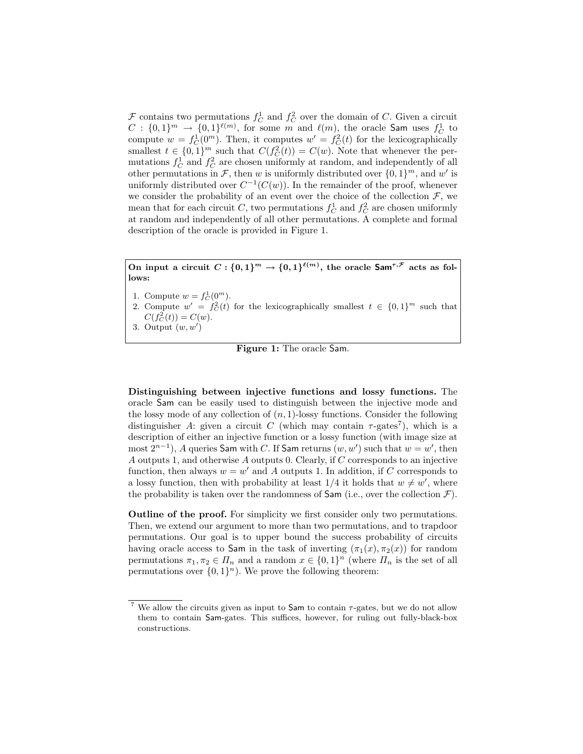$\mathcal{F}$ contains two permutations $f_C^1$ and $f_C^2$ over the domain of $C$. Given a circuit $C : \{0,1\}^m \to \{0,1\}^{\ell(m)}$, for some $m$ and $\ell(m)$, the oracle $\mathsf{Sam}$ uses $f_C^1$ to compute $w = f_C^1(0^m)$. Then, it computes $w' = f_C^2(t)$ for the lexicographically smallest $t \in \{0,1\}^m$ such that $C(f_C^2(t)) = C(w)$. Note that whenever the permutations $f_C^1$ and $f_C^2$ are chosen uniformly at random, and independently of all other permutations in $\mathcal{F}$, then $w$ is uniformly distributed over $\{0,1\}^m$, and $w'$ is uniformly distributed over $C^{-1}(C(w))$. In the remainder of the proof, whenever we consider the probability of an event over the choice of the collection $\mathcal{F}$, we mean that for each circuit $C$, two permutations $f_C^1$ and $f_C^2$ are chosen uniformly at random and independently of all other permutations. A complete and formal description of the oracle is provided in Figure 1.

**On input a circuit $C : \{0,1\}^m \to \{0,1\}^{\ell(m)}$, the oracle $\mathsf{Sam}^{\tau,\mathcal{F}}$ acts as follows:**

1. Compute $w = f_C^1(0^m)$.
2. Compute $w' = f_C^2(t)$ for the lexicographically smallest $t \in \{0,1\}^m$ such that $C(f_C^2(t)) = C(w)$.
3. Output $(w, w')$

**Figure 1:** The oracle $\mathsf{Sam}$.

**Distinguishing between injective functions and lossy functions.** The oracle $\mathsf{Sam}$ can be easily used to distinguish between the injective mode and the lossy mode of any collection of $(n,1)$-lossy functions. Consider the following distinguisher $A$: given a circuit $C$ (which may contain $\tau$-gates[7]), which is a description of either an injective function or a lossy function (with image size at most $2^{n-1}$), $A$ queries $\mathsf{Sam}$ with $C$. If $\mathsf{Sam}$ returns $(w, w')$ such that $w = w'$, then $A$ outputs 1, and otherwise $A$ outputs 0. Clearly, if $C$ corresponds to an injective function, then always $w = w'$ and $A$ outputs 1. In addition, if $C$ corresponds to a lossy function, then with probability at least $1/4$ it holds that $w \neq w'$, where the probability is taken over the randomness of $\mathsf{Sam}$ (i.e., over the collection $\mathcal{F}$).

**Outline of the proof.** For simplicity we first consider only two permutations. Then, we extend our argument to more than two permutations, and to trapdoor permutations. Our goal is to upper bound the success probability of circuits having oracle access to $\mathsf{Sam}$ in the task of inverting $(\pi_1(x), \pi_2(x))$ for random permutations $\pi_1, \pi_2 \in \Pi_n$ and a random $x \in \{0,1\}^n$ (where $\Pi_n$ is the set of all permutations over $\{0,1\}^n$). We prove the following theorem:

[7] We allow the circuits given as input to $\mathsf{Sam}$ to contain $\tau$-gates, but we do not allow them to contain $\mathsf{Sam}$-gates. This suffices, however, for ruling out fully-black-box constructions.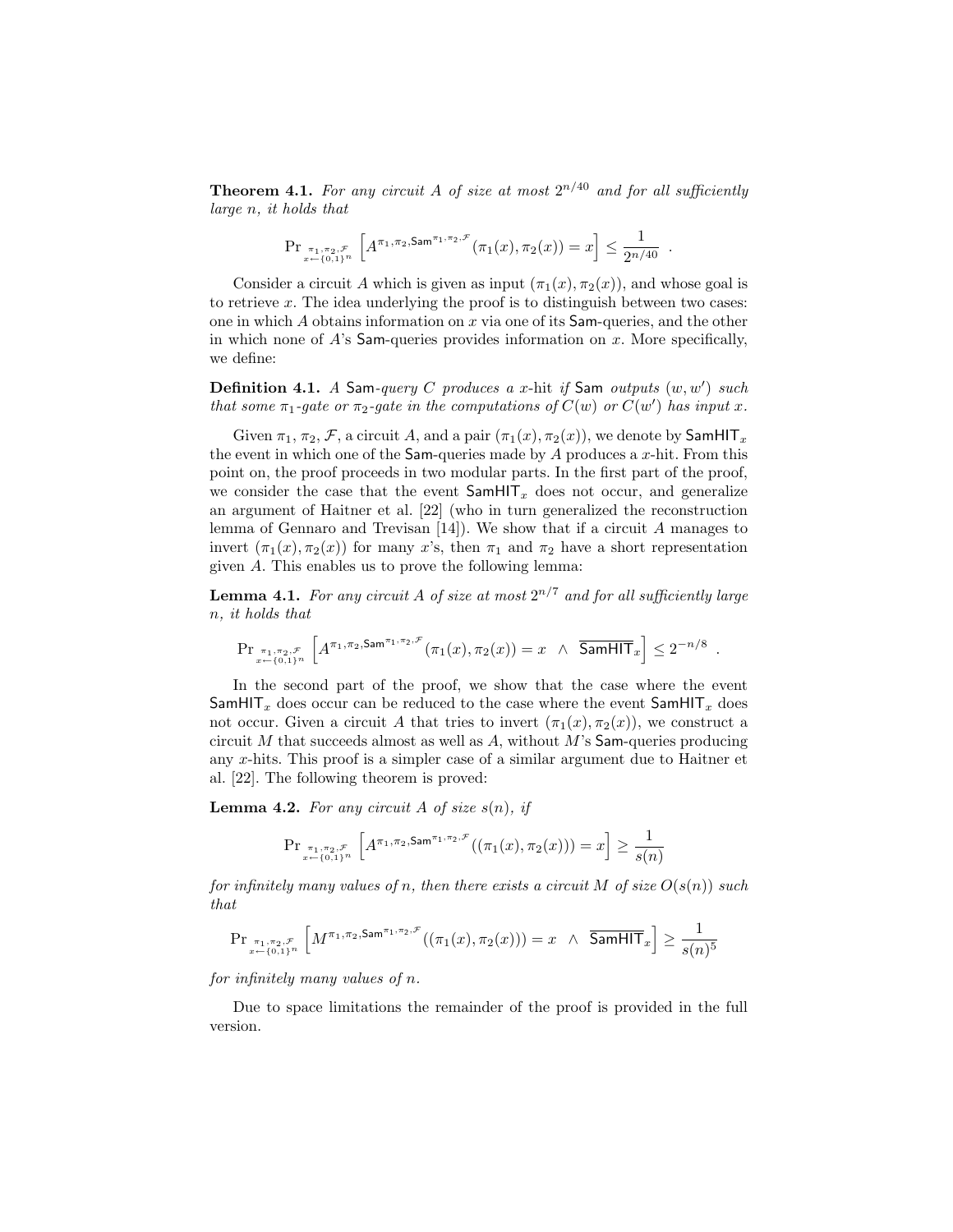**Theorem 4.1.** *For any circuit $A$ of size at most $2^{n/40}$ and for all sufficiently large $n$, it holds that*

$$\Pr_{\substack{\pi_1,\pi_2,\mathcal{F} \\ x \leftarrow \{0,1\}^n}} \left[ A^{\pi_1,\pi_2,\mathsf{Sam}^{\pi_1,\pi_2,\mathcal{F}}}(\pi_1(x),\pi_2(x)) = x \right] \leq \frac{1}{2^{n/40}} \enspace .$$

Consider a circuit $A$ which is given as input $(\pi_1(x), \pi_2(x))$, and whose goal is to retrieve $x$. The idea underlying the proof is to distinguish between two cases: one in which $A$ obtains information on $x$ via one of its $\mathsf{Sam}$-queries, and the other in which none of $A$'s $\mathsf{Sam}$-queries provides information on $x$. More specifically, we define:

**Definition 4.1.** *A $\mathsf{Sam}$-query $C$ produces a $x$-hit if $\mathsf{Sam}$ outputs $(w, w')$ such that some $\pi_1$-gate or $\pi_2$-gate in the computations of $C(w)$ or $C(w')$ has input $x$.*

Given $\pi_1, \pi_2, \mathcal{F}$, a circuit $A$, and a pair $(\pi_1(x), \pi_2(x))$, we denote by $\mathsf{SamHIT}_x$ the event in which one of the $\mathsf{Sam}$-queries made by $A$ produces a $x$-hit. From this point on, the proof proceeds in two modular parts. In the first part of the proof, we consider the case that the event $\mathsf{SamHIT}_x$ does not occur, and generalize an argument of Haitner et al. [22] (who in turn generalized the reconstruction lemma of Gennaro and Trevisan [14]). We show that if a circuit $A$ manages to invert $(\pi_1(x), \pi_2(x))$ for many $x$'s, then $\pi_1$ and $\pi_2$ have a short representation given $A$. This enables us to prove the following lemma:

**Lemma 4.1.** *For any circuit $A$ of size at most $2^{n/7}$ and for all sufficiently large $n$, it holds that*

$$\Pr_{\substack{\pi_1,\pi_2,\mathcal{F} \\ x \leftarrow \{0,1\}^n}} \left[ A^{\pi_1,\pi_2,\mathsf{Sam}^{\pi_1,\pi_2,\mathcal{F}}}(\pi_1(x),\pi_2(x)) = x \;\; \wedge \;\; \overline{\mathsf{SamHIT}_x} \right] \leq 2^{-n/8} \enspace .$$

In the second part of the proof, we show that the case where the event $\mathsf{SamHIT}_x$ does occur can be reduced to the case where the event $\mathsf{SamHIT}_x$ does not occur. Given a circuit $A$ that tries to invert $(\pi_1(x), \pi_2(x))$, we construct a circuit $M$ that succeeds almost as well as $A$, without $M$'s $\mathsf{Sam}$-queries producing any $x$-hits. This proof is a simpler case of a similar argument due to Haitner et al. [22]. The following theorem is proved:

**Lemma 4.2.** *For any circuit $A$ of size $s(n)$, if*

$$\Pr_{\substack{\pi_1,\pi_2,\mathcal{F} \\ x \leftarrow \{0,1\}^n}} \left[ A^{\pi_1,\pi_2,\mathsf{Sam}^{\pi_1,\pi_2,\mathcal{F}}}((\pi_1(x),\pi_2(x))) = x \right] \geq \frac{1}{s(n)}$$

*for infinitely many values of $n$, then there exists a circuit $M$ of size $O(s(n))$ such that*

$$\Pr_{\substack{\pi_1,\pi_2,\mathcal{F} \\ x \leftarrow \{0,1\}^n}} \left[ M^{\pi_1,\pi_2,\mathsf{Sam}^{\pi_1,\pi_2,\mathcal{F}}}((\pi_1(x),\pi_2(x))) = x \;\; \wedge \;\; \overline{\mathsf{SamHIT}_x} \right] \geq \frac{1}{s(n)^5}$$

*for infinitely many values of $n$.*

Due to space limitations the remainder of the proof is provided in the full version.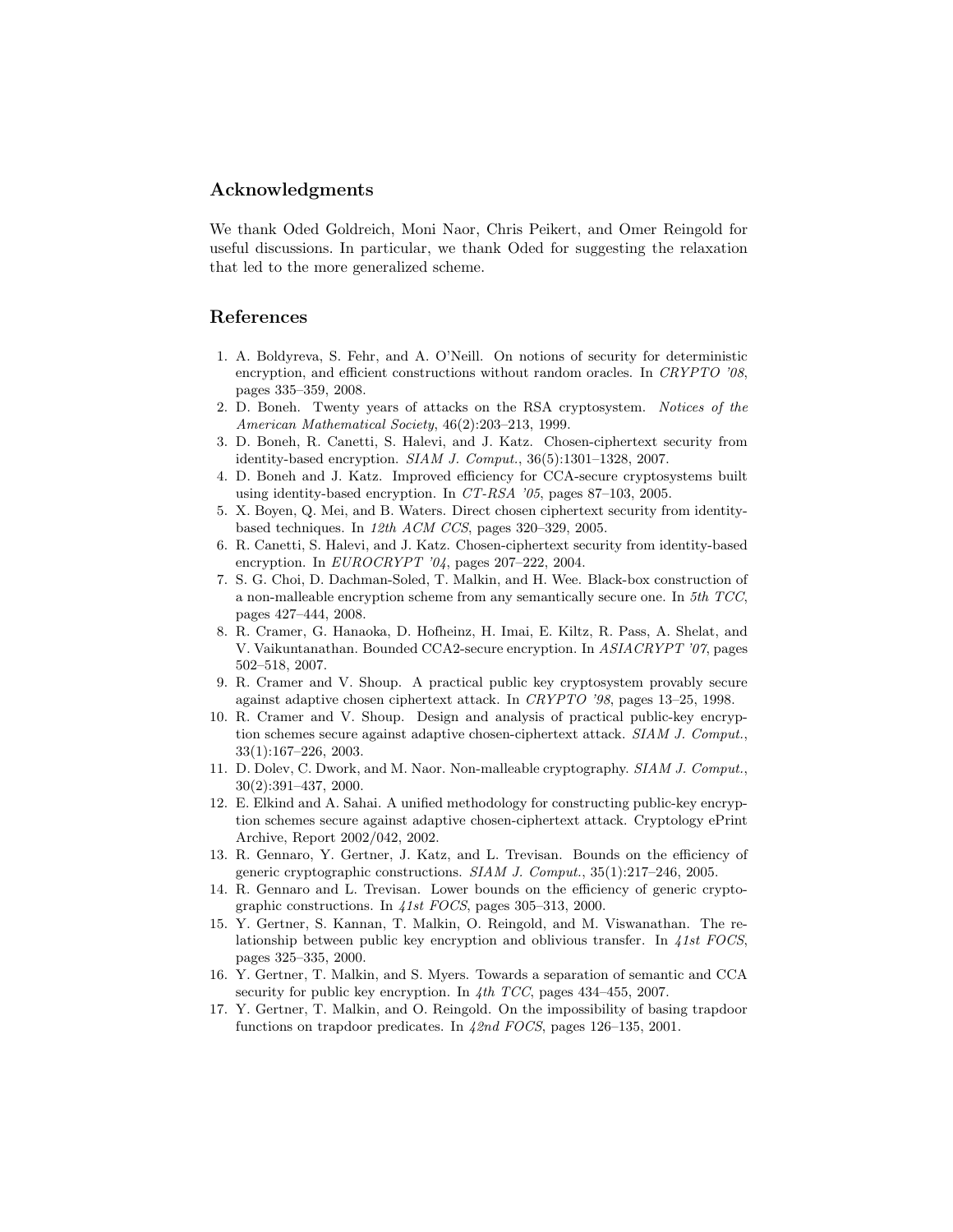## Acknowledgments

We thank Oded Goldreich, Moni Naor, Chris Peikert, and Omer Reingold for useful discussions. In particular, we thank Oded for suggesting the relaxation that led to the more generalized scheme.

## References

1. A. Boldyreva, S. Fehr, and A. O'Neill. On notions of security for deterministic encryption, and efficient constructions without random oracles. In *CRYPTO '08*, pages 335–359, 2008.
2. D. Boneh. Twenty years of attacks on the RSA cryptosystem. *Notices of the American Mathematical Society*, 46(2):203–213, 1999.
3. D. Boneh, R. Canetti, S. Halevi, and J. Katz. Chosen-ciphertext security from identity-based encryption. *SIAM J. Comput.*, 36(5):1301–1328, 2007.
4. D. Boneh and J. Katz. Improved efficiency for CCA-secure cryptosystems built using identity-based encryption. In *CT-RSA '05*, pages 87–103, 2005.
5. X. Boyen, Q. Mei, and B. Waters. Direct chosen ciphertext security from identity-based techniques. In *12th ACM CCS*, pages 320–329, 2005.
6. R. Canetti, S. Halevi, and J. Katz. Chosen-ciphertext security from identity-based encryption. In *EUROCRYPT '04*, pages 207–222, 2004.
7. S. G. Choi, D. Dachman-Soled, T. Malkin, and H. Wee. Black-box construction of a non-malleable encryption scheme from any semantically secure one. In *5th TCC*, pages 427–444, 2008.
8. R. Cramer, G. Hanaoka, D. Hofheinz, H. Imai, E. Kiltz, R. Pass, A. Shelat, and V. Vaikuntanathan. Bounded CCA2-secure encryption. In *ASIACRYPT '07*, pages 502–518, 2007.
9. R. Cramer and V. Shoup. A practical public key cryptosystem provably secure against adaptive chosen ciphertext attack. In *CRYPTO '98*, pages 13–25, 1998.
10. R. Cramer and V. Shoup. Design and analysis of practical public-key encryption schemes secure against adaptive chosen-ciphertext attack. *SIAM J. Comput.*, 33(1):167–226, 2003.
11. D. Dolev, C. Dwork, and M. Naor. Non-malleable cryptography. *SIAM J. Comput.*, 30(2):391–437, 2000.
12. E. Elkind and A. Sahai. A unified methodology for constructing public-key encryption schemes secure against adaptive chosen-ciphertext attack. Cryptology ePrint Archive, Report 2002/042, 2002.
13. R. Gennaro, Y. Gertner, J. Katz, and L. Trevisan. Bounds on the efficiency of generic cryptographic constructions. *SIAM J. Comput.*, 35(1):217–246, 2005.
14. R. Gennaro and L. Trevisan. Lower bounds on the efficiency of generic cryptographic constructions. In *41st FOCS*, pages 305–313, 2000.
15. Y. Gertner, S. Kannan, T. Malkin, O. Reingold, and M. Viswanathan. The relationship between public key encryption and oblivious transfer. In *41st FOCS*, pages 325–335, 2000.
16. Y. Gertner, T. Malkin, and S. Myers. Towards a separation of semantic and CCA security for public key encryption. In *4th TCC*, pages 434–455, 2007.
17. Y. Gertner, T. Malkin, and O. Reingold. On the impossibility of basing trapdoor functions on trapdoor predicates. In *42nd FOCS*, pages 126–135, 2001.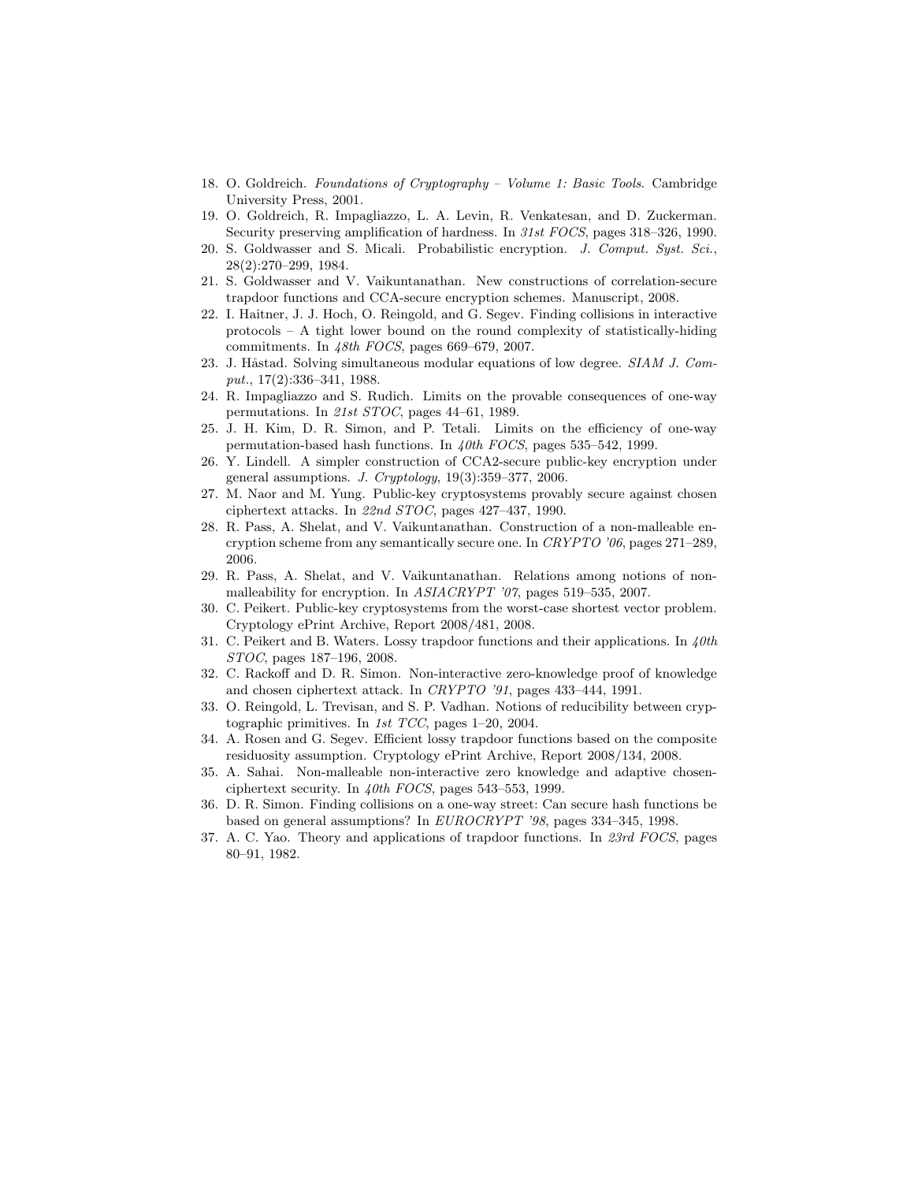18. O. Goldreich. *Foundations of Cryptography – Volume 1: Basic Tools*. Cambridge University Press, 2001.
19. O. Goldreich, R. Impagliazzo, L. A. Levin, R. Venkatesan, and D. Zuckerman. Security preserving amplification of hardness. In *31st FOCS*, pages 318–326, 1990.
20. S. Goldwasser and S. Micali. Probabilistic encryption. *J. Comput. Syst. Sci.*, 28(2):270–299, 1984.
21. S. Goldwasser and V. Vaikuntanathan. New constructions of correlation-secure trapdoor functions and CCA-secure encryption schemes. Manuscript, 2008.
22. I. Haitner, J. J. Hoch, O. Reingold, and G. Segev. Finding collisions in interactive protocols – A tight lower bound on the round complexity of statistically-hiding commitments. In *48th FOCS*, pages 669–679, 2007.
23. J. Håstad. Solving simultaneous modular equations of low degree. *SIAM J. Comput.*, 17(2):336–341, 1988.
24. R. Impagliazzo and S. Rudich. Limits on the provable consequences of one-way permutations. In *21st STOC*, pages 44–61, 1989.
25. J. H. Kim, D. R. Simon, and P. Tetali. Limits on the efficiency of one-way permutation-based hash functions. In *40th FOCS*, pages 535–542, 1999.
26. Y. Lindell. A simpler construction of CCA2-secure public-key encryption under general assumptions. *J. Cryptology*, 19(3):359–377, 2006.
27. M. Naor and M. Yung. Public-key cryptosystems provably secure against chosen ciphertext attacks. In *22nd STOC*, pages 427–437, 1990.
28. R. Pass, A. Shelat, and V. Vaikuntanathan. Construction of a non-malleable encryption scheme from any semantically secure one. In *CRYPTO '06*, pages 271–289, 2006.
29. R. Pass, A. Shelat, and V. Vaikuntanathan. Relations among notions of non-malleability for encryption. In *ASIACRYPT '07*, pages 519–535, 2007.
30. C. Peikert. Public-key cryptosystems from the worst-case shortest vector problem. Cryptology ePrint Archive, Report 2008/481, 2008.
31. C. Peikert and B. Waters. Lossy trapdoor functions and their applications. In *40th STOC*, pages 187–196, 2008.
32. C. Rackoff and D. R. Simon. Non-interactive zero-knowledge proof of knowledge and chosen ciphertext attack. In *CRYPTO '91*, pages 433–444, 1991.
33. O. Reingold, L. Trevisan, and S. P. Vadhan. Notions of reducibility between cryptographic primitives. In *1st TCC*, pages 1–20, 2004.
34. A. Rosen and G. Segev. Efficient lossy trapdoor functions based on the composite residuosity assumption. Cryptology ePrint Archive, Report 2008/134, 2008.
35. A. Sahai. Non-malleable non-interactive zero knowledge and adaptive chosen-ciphertext security. In *40th FOCS*, pages 543–553, 1999.
36. D. R. Simon. Finding collisions on a one-way street: Can secure hash functions be based on general assumptions? In *EUROCRYPT '98*, pages 334–345, 1998.
37. A. C. Yao. Theory and applications of trapdoor functions. In *23rd FOCS*, pages 80–91, 1982.